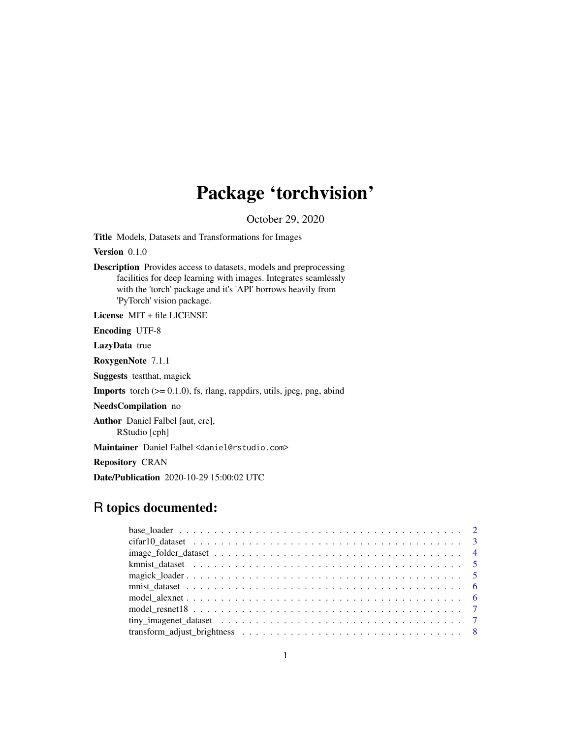# Package 'torchvision'

October 29, 2020

**Title** Models, Datasets and Transformations for Images

**Version** 0.1.0

**Description** Provides access to datasets, models and preprocessing facilities for deep learning with images. Integrates seamlessly with the 'torch' package and it's 'API' borrows heavily from 'PyTorch' vision package.

**License** MIT + file LICENSE

**Encoding** UTF-8

**LazyData** true

**RoxygenNote** 7.1.1

**Suggests** testthat, magick

**Imports** torch (>= 0.1.0), fs, rlang, rappdirs, utils, jpeg, png, abind

**NeedsCompilation** no

**Author** Daniel Falbel [aut, cre], RStudio [cph]

**Maintainer** Daniel Falbel <daniel@rstudio.com>

**Repository** CRAN

**Date/Publication** 2020-10-29 15:00:02 UTC

## R topics documented:

| | |
|---|---|
| base_loader | 2 |
| cifar10_dataset | 3 |
| image_folder_dataset | 4 |
| kmnist_dataset | 5 |
| magick_loader | 5 |
| mnist_dataset | 6 |
| model_alexnet | 6 |
| model_resnet18 | 7 |
| tiny_imagenet_dataset | 7 |
| transform_adjust_brightness | 8 |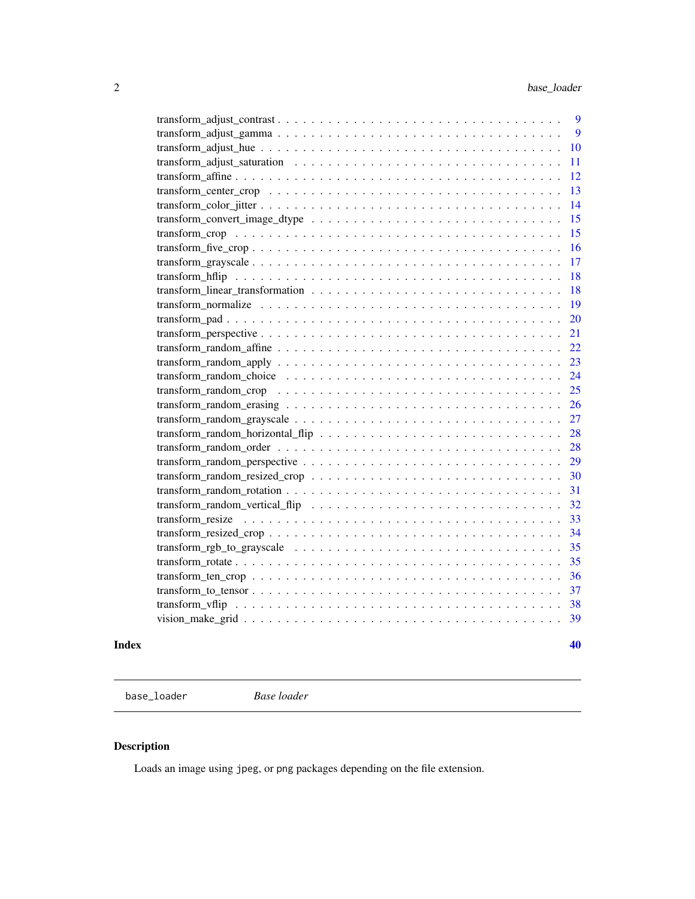| | |
|---|---|
| transform_adjust_contrast | 9 |
| transform_adjust_gamma | 9 |
| transform_adjust_hue | 10 |
| transform_adjust_saturation | 11 |
| transform_affine | 12 |
| transform_center_crop | 13 |
| transform_color_jitter | 14 |
| transform_convert_image_dtype | 15 |
| transform_crop | 15 |
| transform_five_crop | 16 |
| transform_grayscale | 17 |
| transform_hflip | 18 |
| transform_linear_transformation | 18 |
| transform_normalize | 19 |
| transform_pad | 20 |
| transform_perspective | 21 |
| transform_random_affine | 22 |
| transform_random_apply | 23 |
| transform_random_choice | 24 |
| transform_random_crop | 25 |
| transform_random_erasing | 26 |
| transform_random_grayscale | 27 |
| transform_random_horizontal_flip | 28 |
| transform_random_order | 28 |
| transform_random_perspective | 29 |
| transform_random_resized_crop | 30 |
| transform_random_rotation | 31 |
| transform_random_vertical_flip | 32 |
| transform_resize | 33 |
| transform_resized_crop | 34 |
| transform_rgb_to_grayscale | 35 |
| transform_rotate | 35 |
| transform_ten_crop | 36 |
| transform_to_tensor | 37 |
| transform_vflip | 38 |
| vision_make_grid | 39 |

**Index** **40**

---

`base_loader` *Base loader*

---

## Description

Loads an image using jpeg, or png packages depending on the file extension.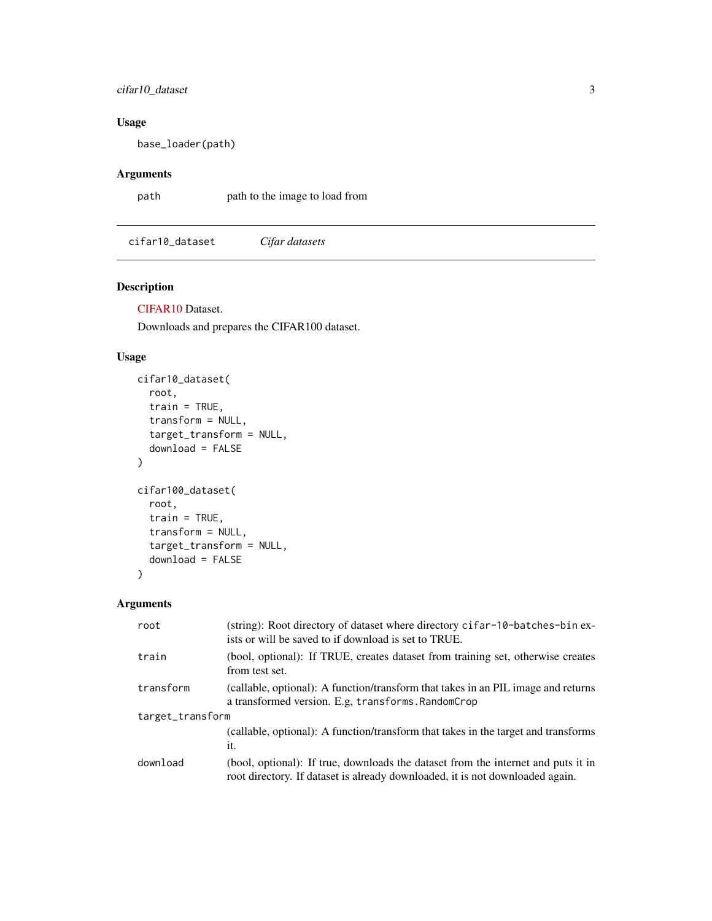## Usage

```
base_loader(path)
```

## Arguments

| | |
|---|---|
| path | path to the image to load from |

---

# cifar10_dataset — *Cifar datasets*

---

## Description

CIFAR10 Dataset.

Downloads and prepares the CIFAR100 dataset.

## Usage

```
cifar10_dataset(
  root,
  train = TRUE,
  transform = NULL,
  target_transform = NULL,
  download = FALSE
)

cifar100_dataset(
  root,
  train = TRUE,
  transform = NULL,
  target_transform = NULL,
  download = FALSE
)
```

## Arguments

| | |
|---|---|
| root | (string): Root directory of dataset where directory `cifar-10-batches-bin` exists or will be saved to if download is set to TRUE. |
| train | (bool, optional): If TRUE, creates dataset from training set, otherwise creates from test set. |
| transform | (callable, optional): A function/transform that takes in an PIL image and returns a transformed version. E.g, `transforms.RandomCrop` |
| target_transform | (callable, optional): A function/transform that takes in the target and transforms it. |
| download | (bool, optional): If true, downloads the dataset from the internet and puts it in root directory. If dataset is already downloaded, it is not downloaded again. |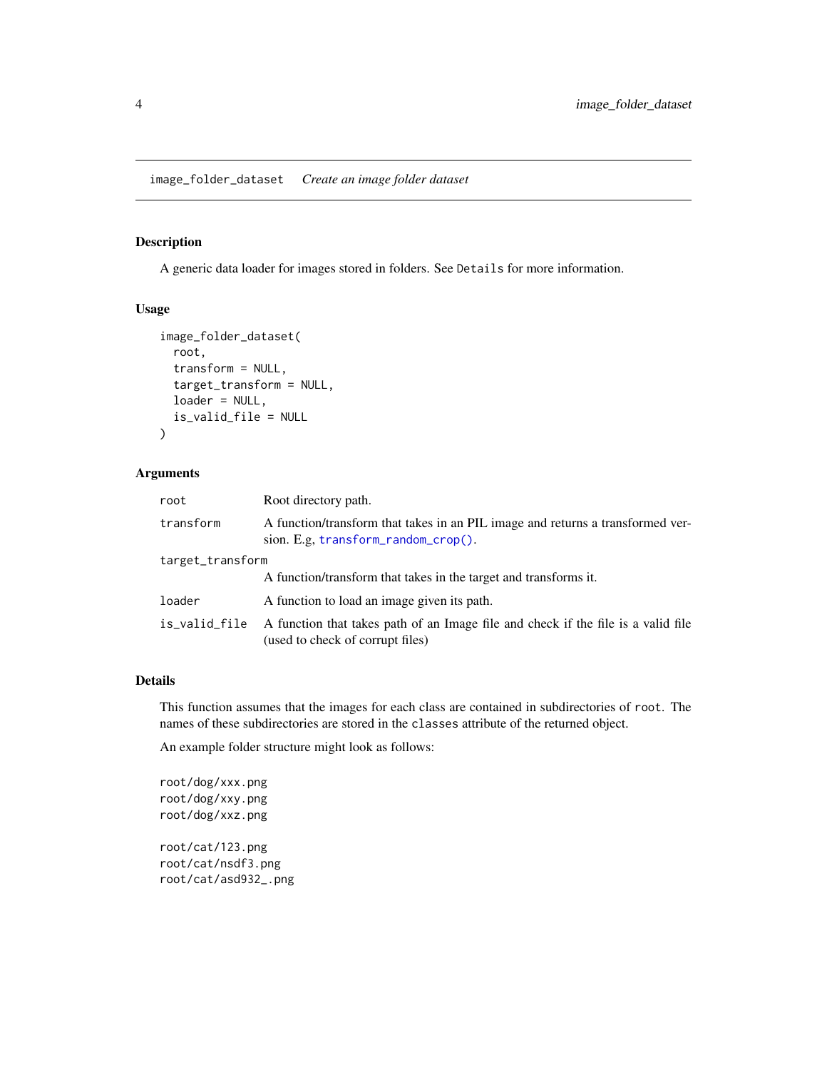## image_folder_dataset *Create an image folder dataset*

### Description

A generic data loader for images stored in folders. See `Details` for more information.

### Usage

```
image_folder_dataset(
  root,
  transform = NULL,
  target_transform = NULL,
  loader = NULL,
  is_valid_file = NULL
)
```

### Arguments

| | |
|---|---|
| `root` | Root directory path. |
| `transform` | A function/transform that takes in an PIL image and returns a transformed version. E.g, `transform_random_crop()`. |
| `target_transform` | A function/transform that takes in the target and transforms it. |
| `loader` | A function to load an image given its path. |
| `is_valid_file` | A function that takes path of an Image file and check if the file is a valid file (used to check of corrupt files) |

### Details

This function assumes that the images for each class are contained in subdirectories of `root`. The names of these subdirectories are stored in the `classes` attribute of the returned object.

An example folder structure might look as follows:

```
root/dog/xxx.png
root/dog/xxy.png
root/dog/xxz.png

root/cat/123.png
root/cat/nsdf3.png
root/cat/asd932_.png
```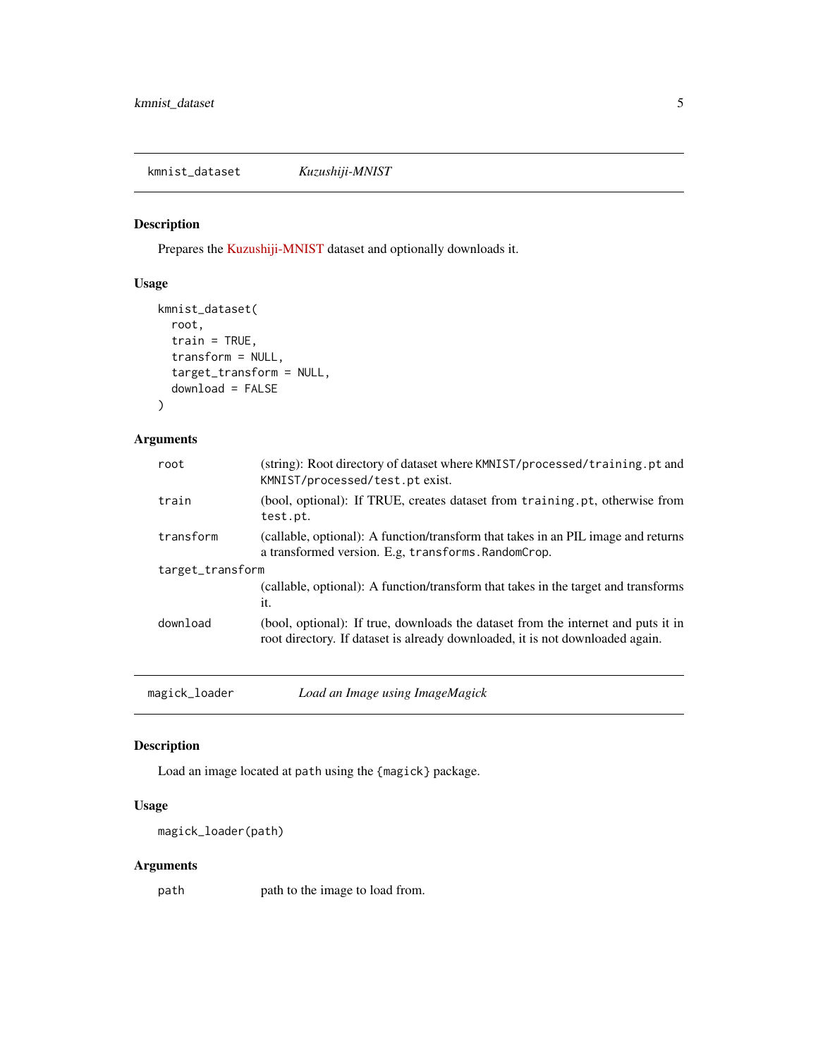## kmnist_dataset *Kuzushiji-MNIST*

### Description

Prepares the Kuzushiji-MNIST dataset and optionally downloads it.

### Usage

```
kmnist_dataset(
  root,
  train = TRUE,
  transform = NULL,
  target_transform = NULL,
  download = FALSE
)
```

### Arguments

| | |
|---|---|
| `root` | (string): Root directory of dataset where `KMNIST/processed/training.pt` and `KMNIST/processed/test.pt` exist. |
| `train` | (bool, optional): If TRUE, creates dataset from `training.pt`, otherwise from `test.pt`. |
| `transform` | (callable, optional): A function/transform that takes in an PIL image and returns a transformed version. E.g, `transforms.RandomCrop`. |
| `target_transform` | (callable, optional): A function/transform that takes in the target and transforms it. |
| `download` | (bool, optional): If true, downloads the dataset from the internet and puts it in root directory. If dataset is already downloaded, it is not downloaded again. |

## magick_loader *Load an Image using ImageMagick*

### Description

Load an image located at `path` using the `{magick}` package.

### Usage

```
magick_loader(path)
```

### Arguments

| | |
|---|---|
| `path` | path to the image to load from. |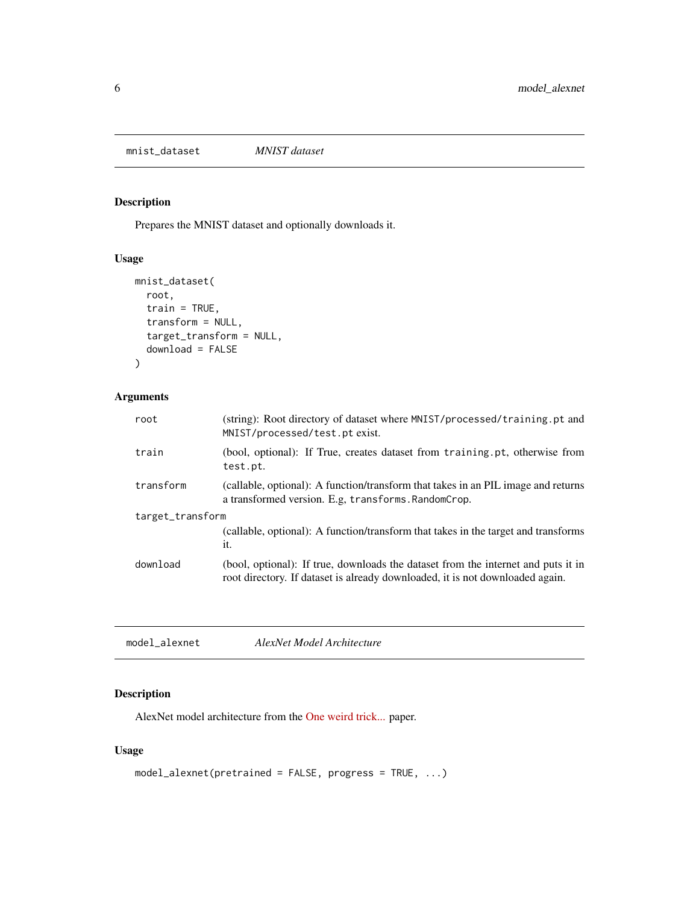## mnist_dataset *MNIST dataset*

### Description

Prepares the MNIST dataset and optionally downloads it.

### Usage

```
mnist_dataset(
  root,
  train = TRUE,
  transform = NULL,
  target_transform = NULL,
  download = FALSE
)
```

### Arguments

| | |
|---|---|
| root | (string): Root directory of dataset where `MNIST/processed/training.pt` and `MNIST/processed/test.pt` exist. |
| train | (bool, optional): If True, creates dataset from `training.pt`, otherwise from `test.pt`. |
| transform | (callable, optional): A function/transform that takes in an PIL image and returns a transformed version. E.g, `transforms.RandomCrop`. |
| target_transform | (callable, optional): A function/transform that takes in the target and transforms it. |
| download | (bool, optional): If true, downloads the dataset from the internet and puts it in root directory. If dataset is already downloaded, it is not downloaded again. |

## model_alexnet *AlexNet Model Architecture*

### Description

AlexNet model architecture from the One weird trick... paper.

### Usage

```
model_alexnet(pretrained = FALSE, progress = TRUE, ...)
```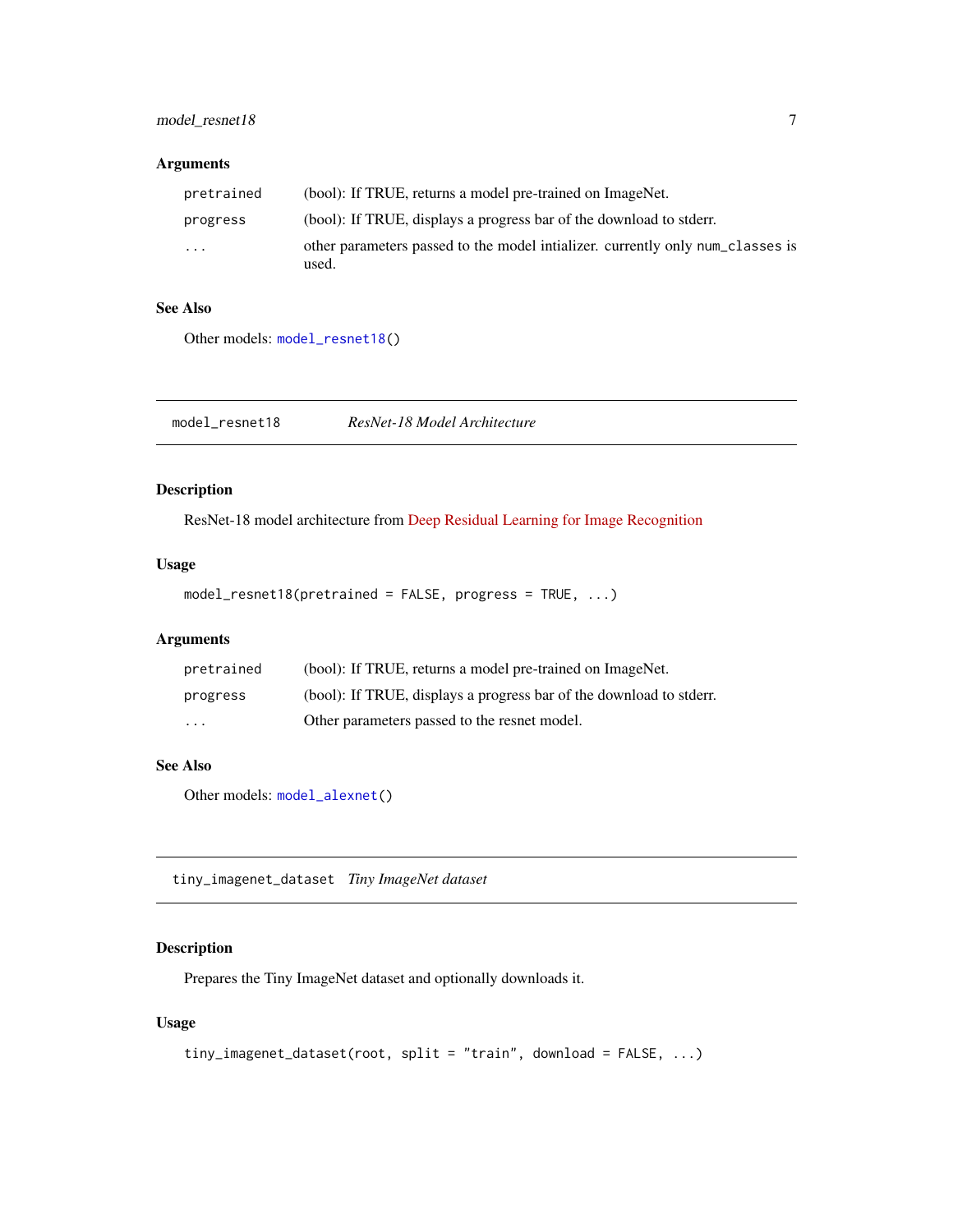## Arguments

| | |
|---|---|
| `pretrained` | (bool): If TRUE, returns a model pre-trained on ImageNet. |
| `progress` | (bool): If TRUE, displays a progress bar of the download to stderr. |
| `...` | other parameters passed to the model intializer. currently only `num_classes` is used. |

## See Also

Other models: `model_resnet18()`

---

# `model_resnet18` *ResNet-18 Model Architecture*

## Description

ResNet-18 model architecture from Deep Residual Learning for Image Recognition

## Usage

```
model_resnet18(pretrained = FALSE, progress = TRUE, ...)
```

## Arguments

| | |
|---|---|
| `pretrained` | (bool): If TRUE, returns a model pre-trained on ImageNet. |
| `progress` | (bool): If TRUE, displays a progress bar of the download to stderr. |
| `...` | Other parameters passed to the resnet model. |

## See Also

Other models: `model_alexnet()`

---

# `tiny_imagenet_dataset` *Tiny ImageNet dataset*

## Description

Prepares the Tiny ImageNet dataset and optionally downloads it.

## Usage

```
tiny_imagenet_dataset(root, split = "train", download = FALSE, ...)
```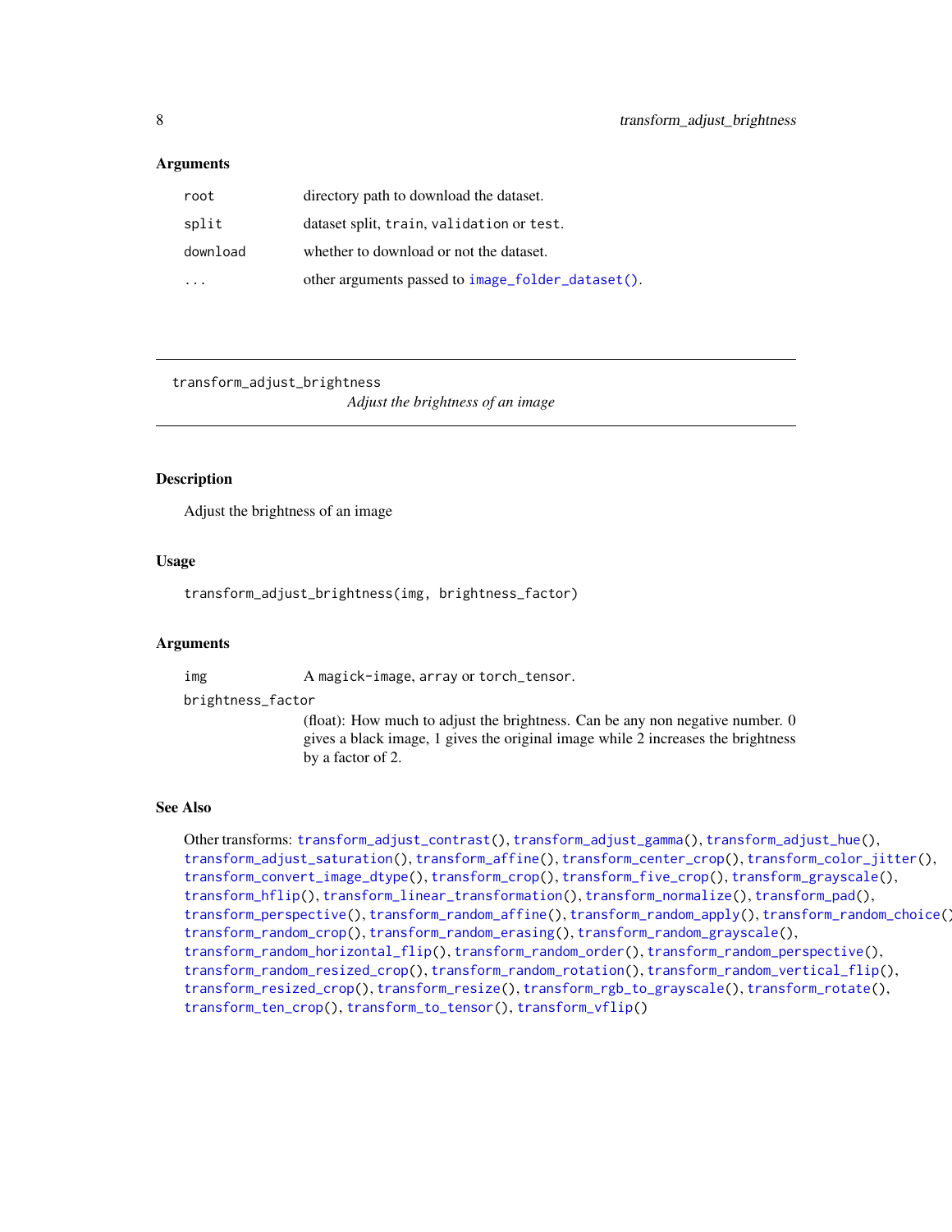### Arguments

| | |
|---|---|
| `root` | directory path to download the dataset. |
| `split` | dataset split, `train`, `validation` or `test`. |
| `download` | whether to download or not the dataset. |
| `...` | other arguments passed to `image_folder_dataset()`. |

---

## transform_adjust_brightness

*Adjust the brightness of an image*

### Description

Adjust the brightness of an image

### Usage

```
transform_adjust_brightness(img, brightness_factor)
```

### Arguments

| | |
|---|---|
| `img` | A `magick-image`, `array` or `torch_tensor`. |
| `brightness_factor` | (float): How much to adjust the brightness. Can be any non negative number. 0 gives a black image, 1 gives the original image while 2 increases the brightness by a factor of 2. |

### See Also

Other transforms: `transform_adjust_contrast()`, `transform_adjust_gamma()`, `transform_adjust_hue()`, `transform_adjust_saturation()`, `transform_affine()`, `transform_center_crop()`, `transform_color_jitter()`, `transform_convert_image_dtype()`, `transform_crop()`, `transform_five_crop()`, `transform_grayscale()`, `transform_hflip()`, `transform_linear_transformation()`, `transform_normalize()`, `transform_pad()`, `transform_perspective()`, `transform_random_affine()`, `transform_random_apply()`, `transform_random_choice()`, `transform_random_crop()`, `transform_random_erasing()`, `transform_random_grayscale()`, `transform_random_horizontal_flip()`, `transform_random_order()`, `transform_random_perspective()`, `transform_random_resized_crop()`, `transform_random_rotation()`, `transform_random_vertical_flip()`, `transform_resized_crop()`, `transform_resize()`, `transform_rgb_to_grayscale()`, `transform_rotate()`, `transform_ten_crop()`, `transform_to_tensor()`, `transform_vflip()`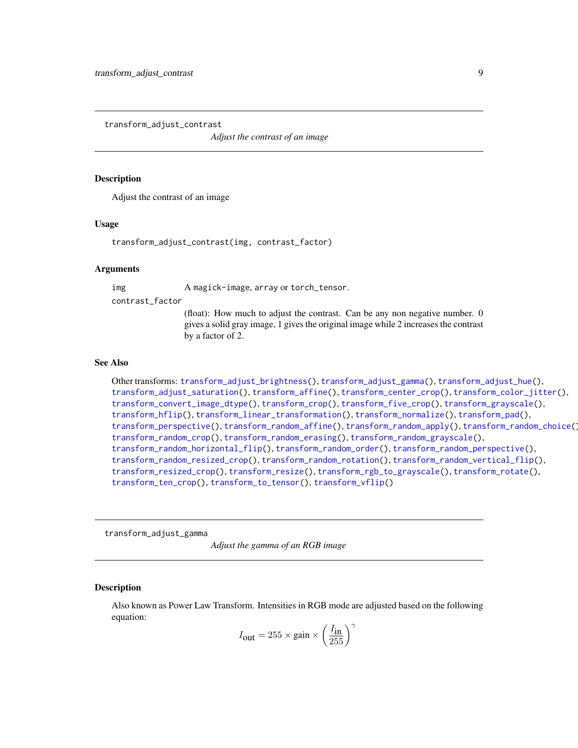## transform_adjust_contrast

*Adjust the contrast of an image*

### Description

Adjust the contrast of an image

### Usage

```
transform_adjust_contrast(img, contrast_factor)
```

### Arguments

| | |
|---|---|
| img | A magick-image, array or torch_tensor. |
| contrast_factor | (float): How much to adjust the contrast. Can be any non negative number. 0 gives a solid gray image, 1 gives the original image while 2 increases the contrast by a factor of 2. |

### See Also

Other transforms: transform_adjust_brightness(), transform_adjust_gamma(), transform_adjust_hue(), transform_adjust_saturation(), transform_affine(), transform_center_crop(), transform_color_jitter(), transform_convert_image_dtype(), transform_crop(), transform_five_crop(), transform_grayscale(), transform_hflip(), transform_linear_transformation(), transform_normalize(), transform_pad(), transform_perspective(), transform_random_affine(), transform_random_apply(), transform_random_choice(), transform_random_crop(), transform_random_erasing(), transform_random_grayscale(), transform_random_horizontal_flip(), transform_random_order(), transform_random_perspective(), transform_random_resized_crop(), transform_random_rotation(), transform_random_vertical_flip(), transform_resized_crop(), transform_resize(), transform_rgb_to_grayscale(), transform_rotate(), transform_ten_crop(), transform_to_tensor(), transform_vflip()

## transform_adjust_gamma

*Adjust the gamma of an RGB image*

### Description

Also known as Power Law Transform. Intensities in RGB mode are adjusted based on the following equation:

$$I_{\text{out}} = 255 \times \text{gain} \times \left(\frac{I_{\text{in}}}{255}\right)^{\gamma}$$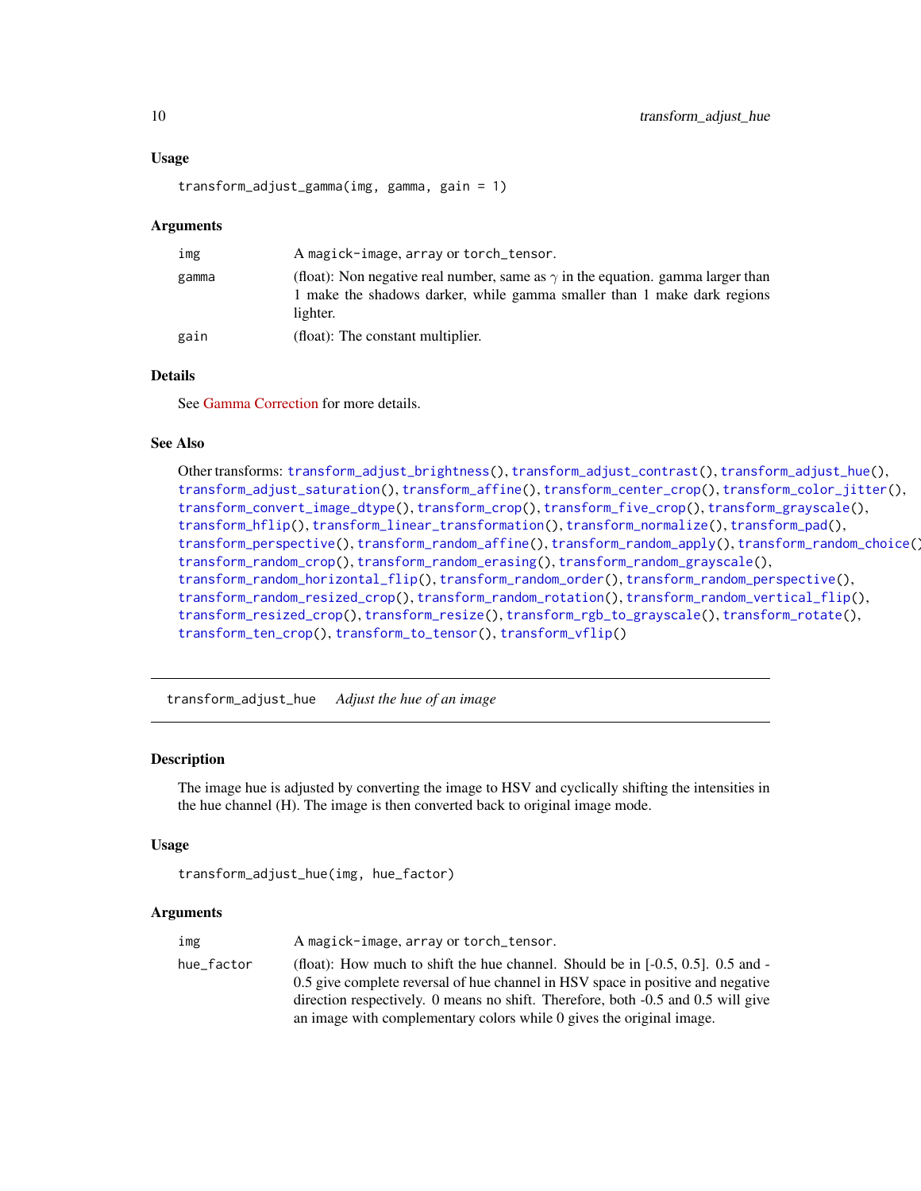### Usage

```
transform_adjust_gamma(img, gamma, gain = 1)
```

### Arguments

| | |
|---|---|
| img | A magick-image, array or torch_tensor. |
| gamma | (float): Non negative real number, same as $\gamma$ in the equation. gamma larger than 1 make the shadows darker, while gamma smaller than 1 make dark regions lighter. |
| gain | (float): The constant multiplier. |

### Details

See Gamma Correction for more details.

### See Also

Other transforms: transform_adjust_brightness(), transform_adjust_contrast(), transform_adjust_hue(), transform_adjust_saturation(), transform_affine(), transform_center_crop(), transform_color_jitter(), transform_convert_image_dtype(), transform_crop(), transform_five_crop(), transform_grayscale(), transform_hflip(), transform_linear_transformation(), transform_normalize(), transform_pad(), transform_perspective(), transform_random_affine(), transform_random_apply(), transform_random_choice(), transform_random_crop(), transform_random_erasing(), transform_random_grayscale(), transform_random_horizontal_flip(), transform_random_order(), transform_random_perspective(), transform_random_resized_crop(), transform_random_rotation(), transform_random_vertical_flip(), transform_resized_crop(), transform_resize(), transform_rgb_to_grayscale(), transform_rotate(), transform_ten_crop(), transform_to_tensor(), transform_vflip()

---

## transform_adjust_hue *Adjust the hue of an image*

### Description

The image hue is adjusted by converting the image to HSV and cyclically shifting the intensities in the hue channel (H). The image is then converted back to original image mode.

### Usage

```
transform_adjust_hue(img, hue_factor)
```

### Arguments

| | |
|---|---|
| img | A magick-image, array or torch_tensor. |
| hue_factor | (float): How much to shift the hue channel. Should be in [-0.5, 0.5]. 0.5 and -0.5 give complete reversal of hue channel in HSV space in positive and negative direction respectively. 0 means no shift. Therefore, both -0.5 and 0.5 will give an image with complementary colors while 0 gives the original image. |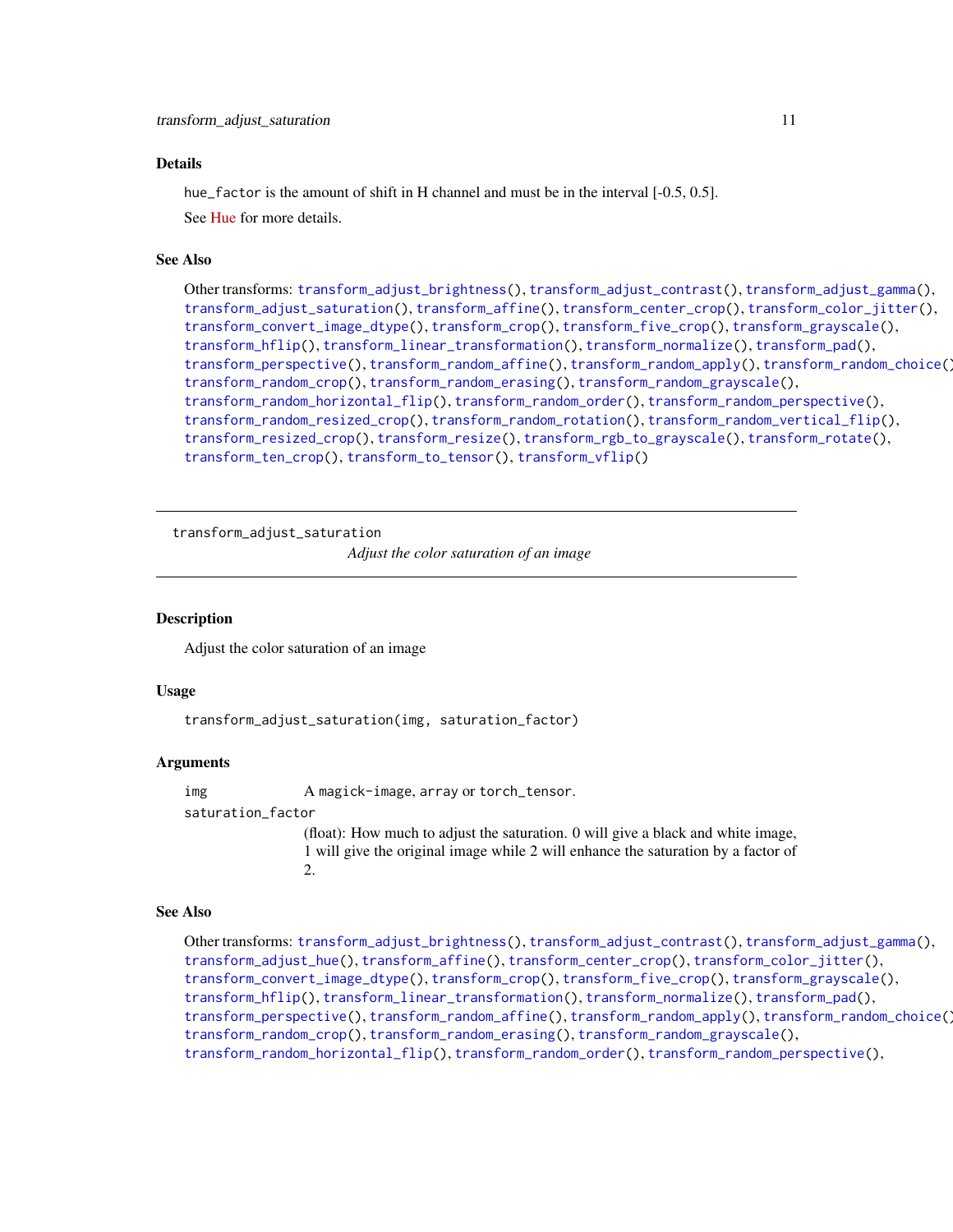### Details

`hue_factor` is the amount of shift in H channel and must be in the interval [-0.5, 0.5].

See Hue for more details.

### See Also

Other transforms: `transform_adjust_brightness()`, `transform_adjust_contrast()`, `transform_adjust_gamma()`, `transform_adjust_saturation()`, `transform_affine()`, `transform_center_crop()`, `transform_color_jitter()`, `transform_convert_image_dtype()`, `transform_crop()`, `transform_five_crop()`, `transform_grayscale()`, `transform_hflip()`, `transform_linear_transformation()`, `transform_normalize()`, `transform_pad()`, `transform_perspective()`, `transform_random_affine()`, `transform_random_apply()`, `transform_random_choice()`, `transform_random_crop()`, `transform_random_erasing()`, `transform_random_grayscale()`, `transform_random_horizontal_flip()`, `transform_random_order()`, `transform_random_perspective()`, `transform_random_resized_crop()`, `transform_random_rotation()`, `transform_random_vertical_flip()`, `transform_resized_crop()`, `transform_resize()`, `transform_rgb_to_grayscale()`, `transform_rotate()`, `transform_ten_crop()`, `transform_to_tensor()`, `transform_vflip()`

---

## transform_adjust_saturation

*Adjust the color saturation of an image*

### Description

Adjust the color saturation of an image

### Usage

```
transform_adjust_saturation(img, saturation_factor)
```

### Arguments

| | |
|---|---|
| `img` | A `magick-image`, `array` or `torch_tensor`. |
| `saturation_factor` | (float): How much to adjust the saturation. 0 will give a black and white image, 1 will give the original image while 2 will enhance the saturation by a factor of 2. |

### See Also

Other transforms: `transform_adjust_brightness()`, `transform_adjust_contrast()`, `transform_adjust_gamma()`, `transform_adjust_hue()`, `transform_affine()`, `transform_center_crop()`, `transform_color_jitter()`, `transform_convert_image_dtype()`, `transform_crop()`, `transform_five_crop()`, `transform_grayscale()`, `transform_hflip()`, `transform_linear_transformation()`, `transform_normalize()`, `transform_pad()`, `transform_perspective()`, `transform_random_affine()`, `transform_random_apply()`, `transform_random_choice()`, `transform_random_crop()`, `transform_random_erasing()`, `transform_random_grayscale()`, `transform_random_horizontal_flip()`, `transform_random_order()`, `transform_random_perspective()`,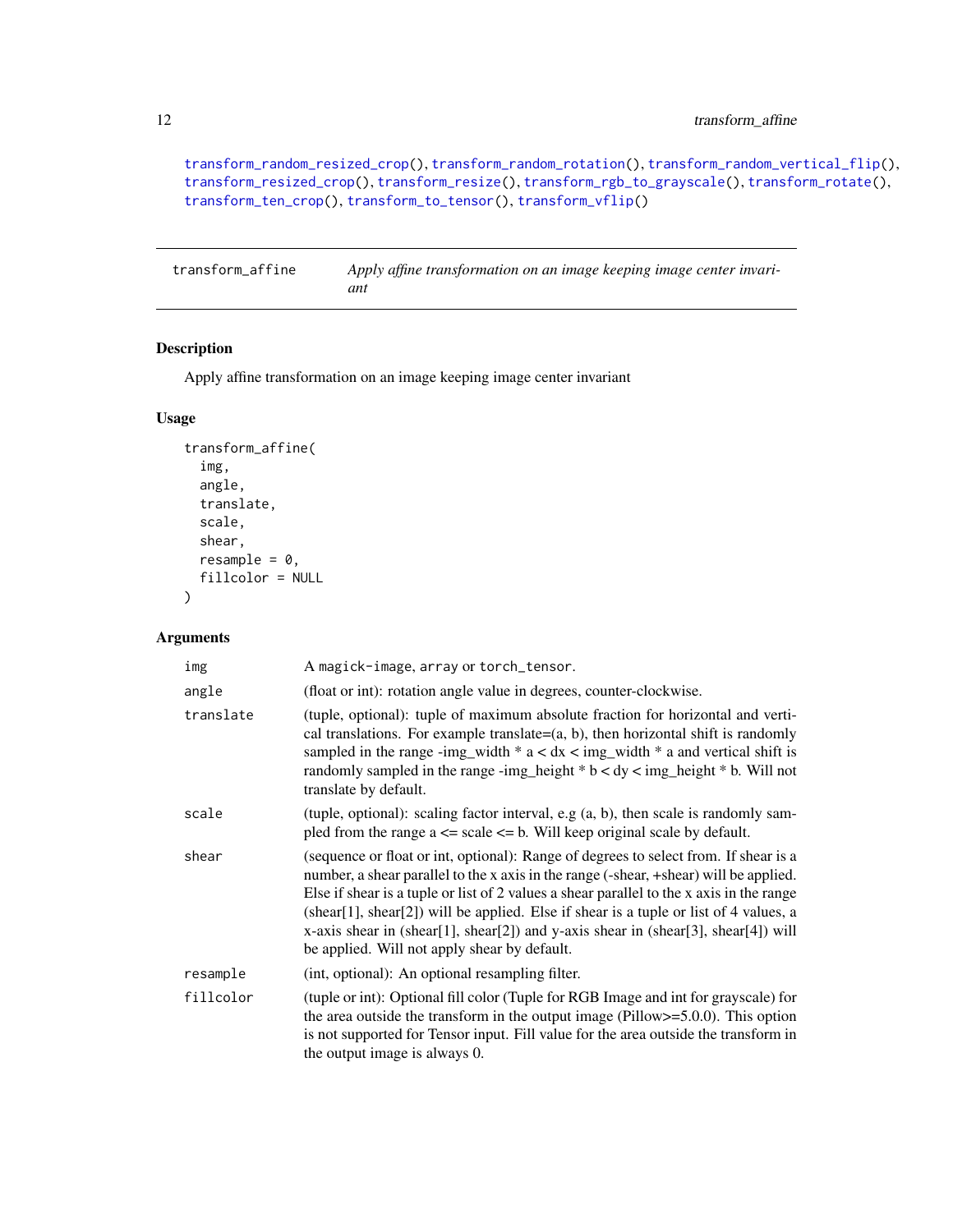transform_random_resized_crop(), transform_random_rotation(), transform_random_vertical_flip(), transform_resized_crop(), transform_resize(), transform_rgb_to_grayscale(), transform_rotate(), transform_ten_crop(), transform_to_tensor(), transform_vflip()

---

## transform_affine — *Apply affine transformation on an image keeping image center invariant*

### Description

Apply affine transformation on an image keeping image center invariant

### Usage

```
transform_affine(
  img,
  angle,
  translate,
  scale,
  shear,
  resample = 0,
  fillcolor = NULL
)
```

### Arguments

| Argument | Description |
|---|---|
| img | A magick-image, array or torch_tensor. |
| angle | (float or int): rotation angle value in degrees, counter-clockwise. |
| translate | (tuple, optional): tuple of maximum absolute fraction for horizontal and vertical translations. For example translate=(a, b), then horizontal shift is randomly sampled in the range -img_width * a < dx < img_width * a and vertical shift is randomly sampled in the range -img_height * b < dy < img_height * b. Will not translate by default. |
| scale | (tuple, optional): scaling factor interval, e.g (a, b), then scale is randomly sampled from the range a <= scale <= b. Will keep original scale by default. |
| shear | (sequence or float or int, optional): Range of degrees to select from. If shear is a number, a shear parallel to the x axis in the range (-shear, +shear) will be applied. Else if shear is a tuple or list of 2 values a shear parallel to the x axis in the range (shear[1], shear[2]) will be applied. Else if shear is a tuple or list of 4 values, a x-axis shear in (shear[1], shear[2]) and y-axis shear in (shear[3], shear[4]) will be applied. Will not apply shear by default. |
| resample | (int, optional): An optional resampling filter. |
| fillcolor | (tuple or int): Optional fill color (Tuple for RGB Image and int for grayscale) for the area outside the transform in the output image (Pillow>=5.0.0). This option is not supported for Tensor input. Fill value for the area outside the transform in the output image is always 0. |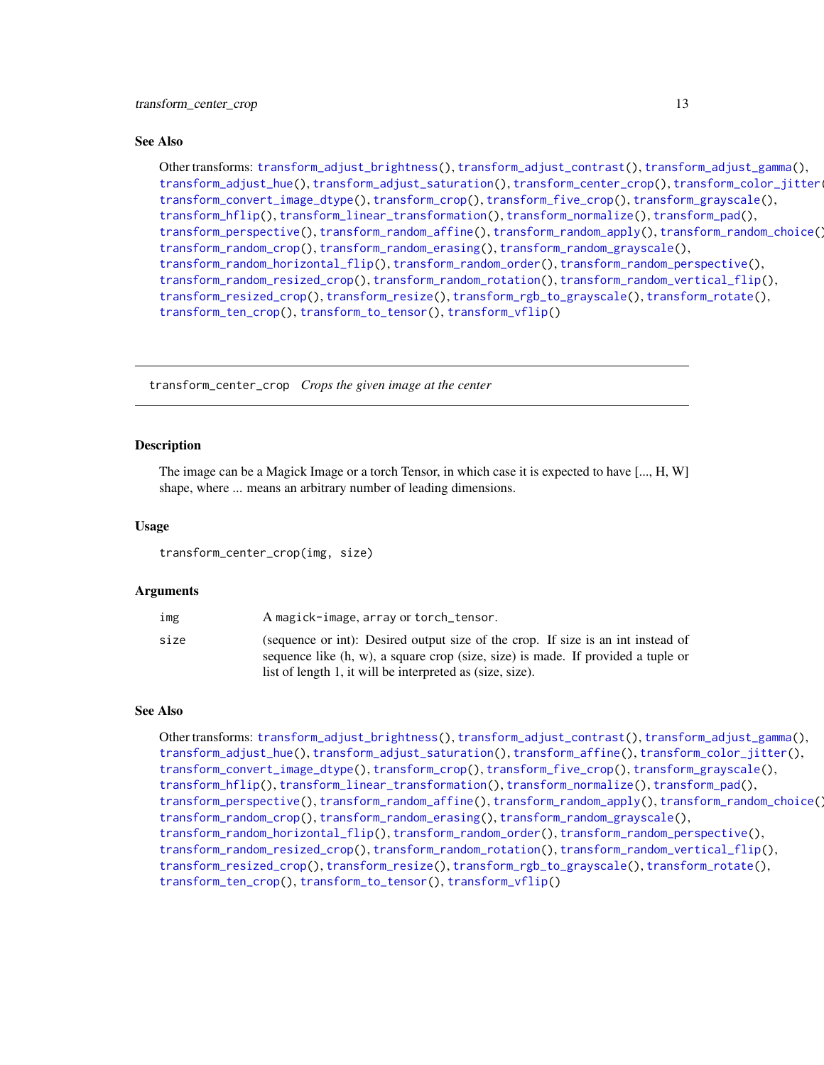### See Also

Other transforms: transform_adjust_brightness(), transform_adjust_contrast(), transform_adjust_gamma(), transform_adjust_hue(), transform_adjust_saturation(), transform_center_crop(), transform_color_jitter(), transform_convert_image_dtype(), transform_crop(), transform_five_crop(), transform_grayscale(), transform_hflip(), transform_linear_transformation(), transform_normalize(), transform_pad(), transform_perspective(), transform_random_affine(), transform_random_apply(), transform_random_choice(), transform_random_crop(), transform_random_erasing(), transform_random_grayscale(), transform_random_horizontal_flip(), transform_random_order(), transform_random_perspective(), transform_random_resized_crop(), transform_random_rotation(), transform_random_vertical_flip(), transform_resized_crop(), transform_resize(), transform_rgb_to_grayscale(), transform_rotate(), transform_ten_crop(), transform_to_tensor(), transform_vflip()

---

## transform_center_crop *Crops the given image at the center*

### Description

The image can be a Magick Image or a torch Tensor, in which case it is expected to have [..., H, W] shape, where ... means an arbitrary number of leading dimensions.

### Usage

```
transform_center_crop(img, size)
```

### Arguments

| | |
|---|---|
| img | A magick-image, array or torch_tensor. |
| size | (sequence or int): Desired output size of the crop. If size is an int instead of sequence like (h, w), a square crop (size, size) is made. If provided a tuple or list of length 1, it will be interpreted as (size, size). |

### See Also

Other transforms: transform_adjust_brightness(), transform_adjust_contrast(), transform_adjust_gamma(), transform_adjust_hue(), transform_adjust_saturation(), transform_affine(), transform_color_jitter(), transform_convert_image_dtype(), transform_crop(), transform_five_crop(), transform_grayscale(), transform_hflip(), transform_linear_transformation(), transform_normalize(), transform_pad(), transform_perspective(), transform_random_affine(), transform_random_apply(), transform_random_choice(), transform_random_crop(), transform_random_erasing(), transform_random_grayscale(), transform_random_horizontal_flip(), transform_random_order(), transform_random_perspective(), transform_random_resized_crop(), transform_random_rotation(), transform_random_vertical_flip(), transform_resized_crop(), transform_resize(), transform_rgb_to_grayscale(), transform_rotate(), transform_ten_crop(), transform_to_tensor(), transform_vflip()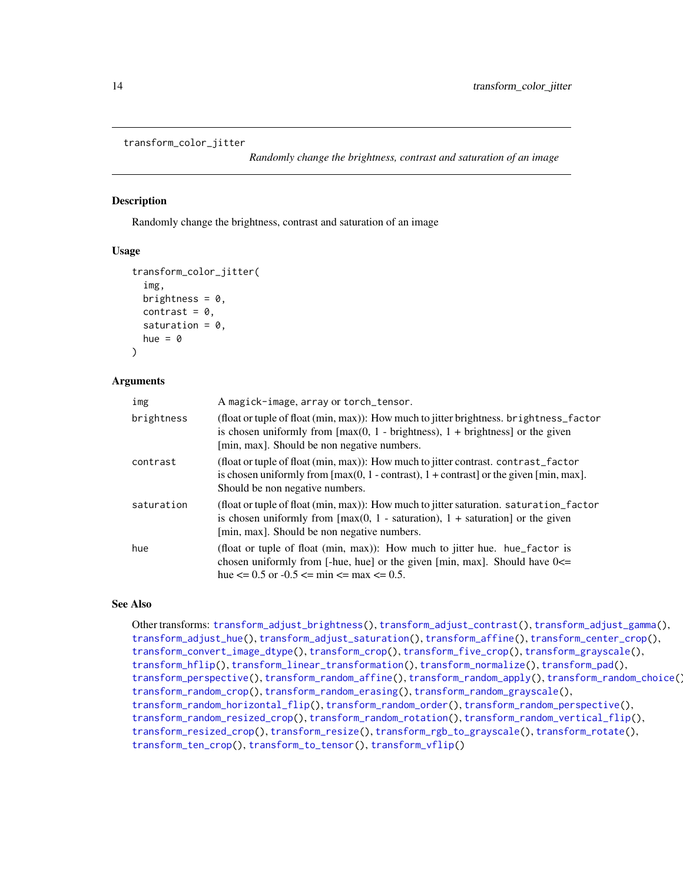## transform_color_jitter

*Randomly change the brightness, contrast and saturation of an image*

### Description

Randomly change the brightness, contrast and saturation of an image

### Usage

```
transform_color_jitter(
  img,
  brightness = 0,
  contrast = 0,
  saturation = 0,
  hue = 0
)
```

### Arguments

| | |
|---|---|
| `img` | A `magick-image`, `array` or `torch_tensor`. |
| `brightness` | (float or tuple of float (min, max)): How much to jitter brightness. `brightness_factor` is chosen uniformly from [max(0, 1 - brightness), 1 + brightness] or the given [min, max]. Should be non negative numbers. |
| `contrast` | (float or tuple of float (min, max)): How much to jitter contrast. `contrast_factor` is chosen uniformly from [max(0, 1 - contrast), 1 + contrast] or the given [min, max]. Should be non negative numbers. |
| `saturation` | (float or tuple of float (min, max)): How much to jitter saturation. `saturation_factor` is chosen uniformly from [max(0, 1 - saturation), 1 + saturation] or the given [min, max]. Should be non negative numbers. |
| `hue` | (float or tuple of float (min, max)): How much to jitter hue. `hue_factor` is chosen uniformly from [-hue, hue] or the given [min, max]. Should have 0<= hue <= 0.5 or -0.5 <= min <= max <= 0.5. |

### See Also

Other transforms: `transform_adjust_brightness()`, `transform_adjust_contrast()`, `transform_adjust_gamma()`, `transform_adjust_hue()`, `transform_adjust_saturation()`, `transform_affine()`, `transform_center_crop()`, `transform_convert_image_dtype()`, `transform_crop()`, `transform_five_crop()`, `transform_grayscale()`, `transform_hflip()`, `transform_linear_transformation()`, `transform_normalize()`, `transform_pad()`, `transform_perspective()`, `transform_random_affine()`, `transform_random_apply()`, `transform_random_choice()`, `transform_random_crop()`, `transform_random_erasing()`, `transform_random_grayscale()`, `transform_random_horizontal_flip()`, `transform_random_order()`, `transform_random_perspective()`, `transform_random_resized_crop()`, `transform_random_rotation()`, `transform_random_vertical_flip()`, `transform_resized_crop()`, `transform_resize()`, `transform_rgb_to_grayscale()`, `transform_rotate()`, `transform_ten_crop()`, `transform_to_tensor()`, `transform_vflip()`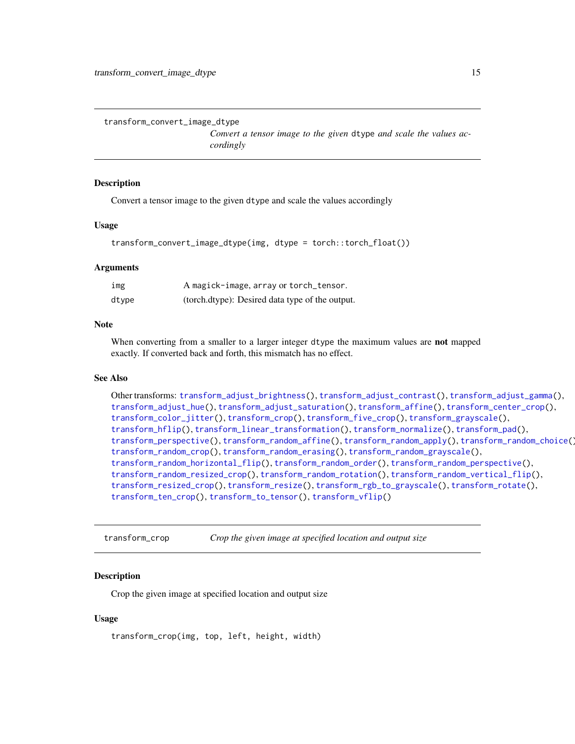## transform_convert_image_dtype

*Convert a tensor image to the given* dtype *and scale the values accordingly*

### Description

Convert a tensor image to the given dtype and scale the values accordingly

### Usage

```
transform_convert_image_dtype(img, dtype = torch::torch_float())
```

### Arguments

| | |
|---|---|
| img | A magick-image, array or torch_tensor. |
| dtype | (torch.dtype): Desired data type of the output. |

### Note

When converting from a smaller to a larger integer dtype the maximum values are **not** mapped exactly. If converted back and forth, this mismatch has no effect.

### See Also

Other transforms: transform_adjust_brightness(), transform_adjust_contrast(), transform_adjust_gamma(), transform_adjust_hue(), transform_adjust_saturation(), transform_affine(), transform_center_crop(), transform_color_jitter(), transform_crop(), transform_five_crop(), transform_grayscale(), transform_hflip(), transform_linear_transformation(), transform_normalize(), transform_pad(), transform_perspective(), transform_random_affine(), transform_random_apply(), transform_random_choice(), transform_random_crop(), transform_random_erasing(), transform_random_grayscale(), transform_random_horizontal_flip(), transform_random_order(), transform_random_perspective(), transform_random_resized_crop(), transform_random_rotation(), transform_random_vertical_flip(), transform_resized_crop(), transform_resize(), transform_rgb_to_grayscale(), transform_rotate(), transform_ten_crop(), transform_to_tensor(), transform_vflip()

## transform_crop

*Crop the given image at specified location and output size*

### Description

Crop the given image at specified location and output size

### Usage

```
transform_crop(img, top, left, height, width)
```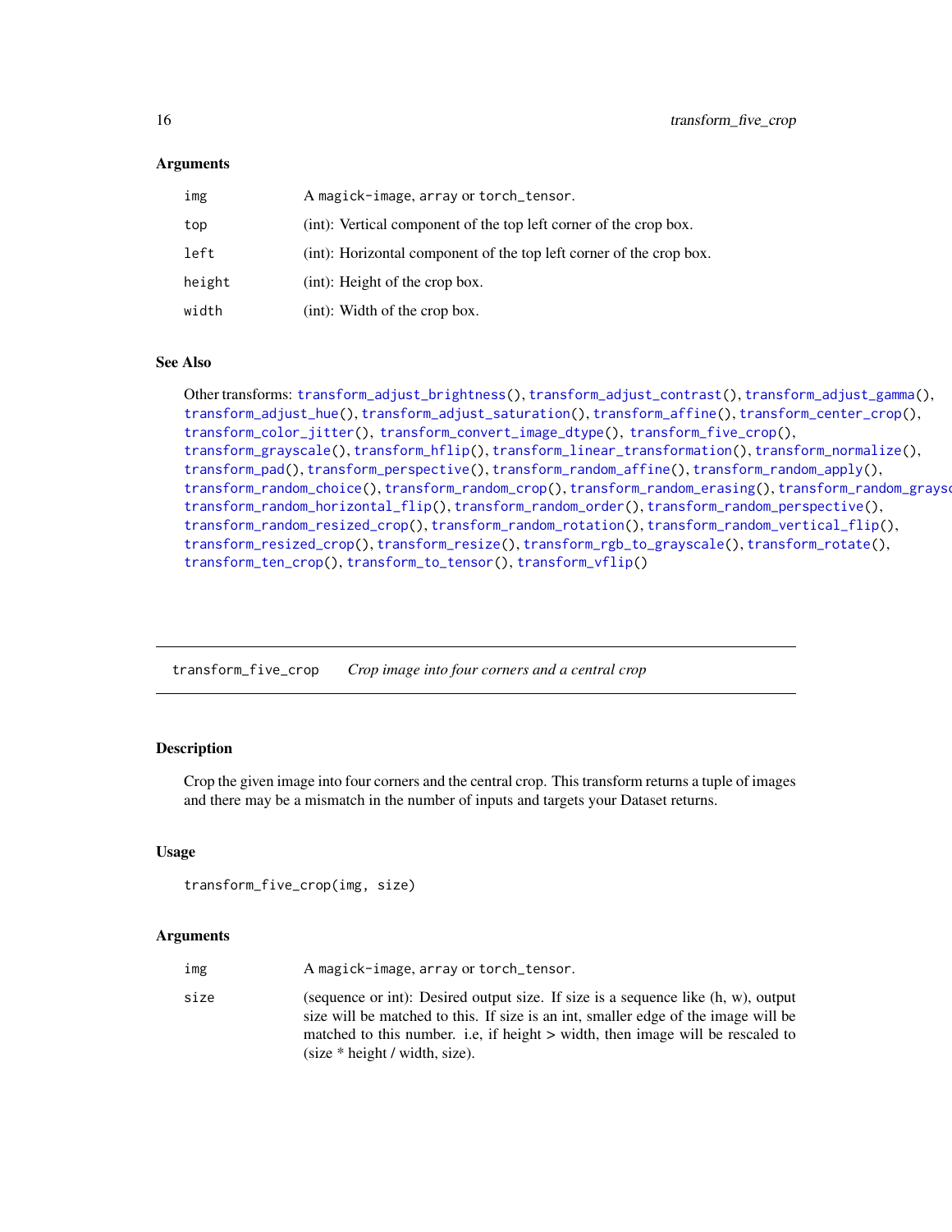### Arguments

| | |
|---|---|
| img | A `magick-image`, `array` or `torch_tensor`. |
| top | (int): Vertical component of the top left corner of the crop box. |
| left | (int): Horizontal component of the top left corner of the crop box. |
| height | (int): Height of the crop box. |
| width | (int): Width of the crop box. |

### See Also

Other transforms: `transform_adjust_brightness()`, `transform_adjust_contrast()`, `transform_adjust_gamma()`, `transform_adjust_hue()`, `transform_adjust_saturation()`, `transform_affine()`, `transform_center_crop()`, `transform_color_jitter()`, `transform_convert_image_dtype()`, `transform_five_crop()`, `transform_grayscale()`, `transform_hflip()`, `transform_linear_transformation()`, `transform_normalize()`, `transform_pad()`, `transform_perspective()`, `transform_random_affine()`, `transform_random_apply()`, `transform_random_choice()`, `transform_random_crop()`, `transform_random_erasing()`, `transform_random_grayscale()`, `transform_random_horizontal_flip()`, `transform_random_order()`, `transform_random_perspective()`, `transform_random_resized_crop()`, `transform_random_rotation()`, `transform_random_vertical_flip()`, `transform_resized_crop()`, `transform_resize()`, `transform_rgb_to_grayscale()`, `transform_rotate()`, `transform_ten_crop()`, `transform_to_tensor()`, `transform_vflip()`

---

## transform_five_crop — *Crop image into four corners and a central crop*

### Description

Crop the given image into four corners and the central crop. This transform returns a tuple of images and there may be a mismatch in the number of inputs and targets your Dataset returns.

### Usage

```
transform_five_crop(img, size)
```

### Arguments

| | |
|---|---|
| img | A `magick-image`, `array` or `torch_tensor`. |
| size | (sequence or int): Desired output size. If size is a sequence like (h, w), output size will be matched to this. If size is an int, smaller edge of the image will be matched to this number. i.e, if height > width, then image will be rescaled to (size * height / width, size). |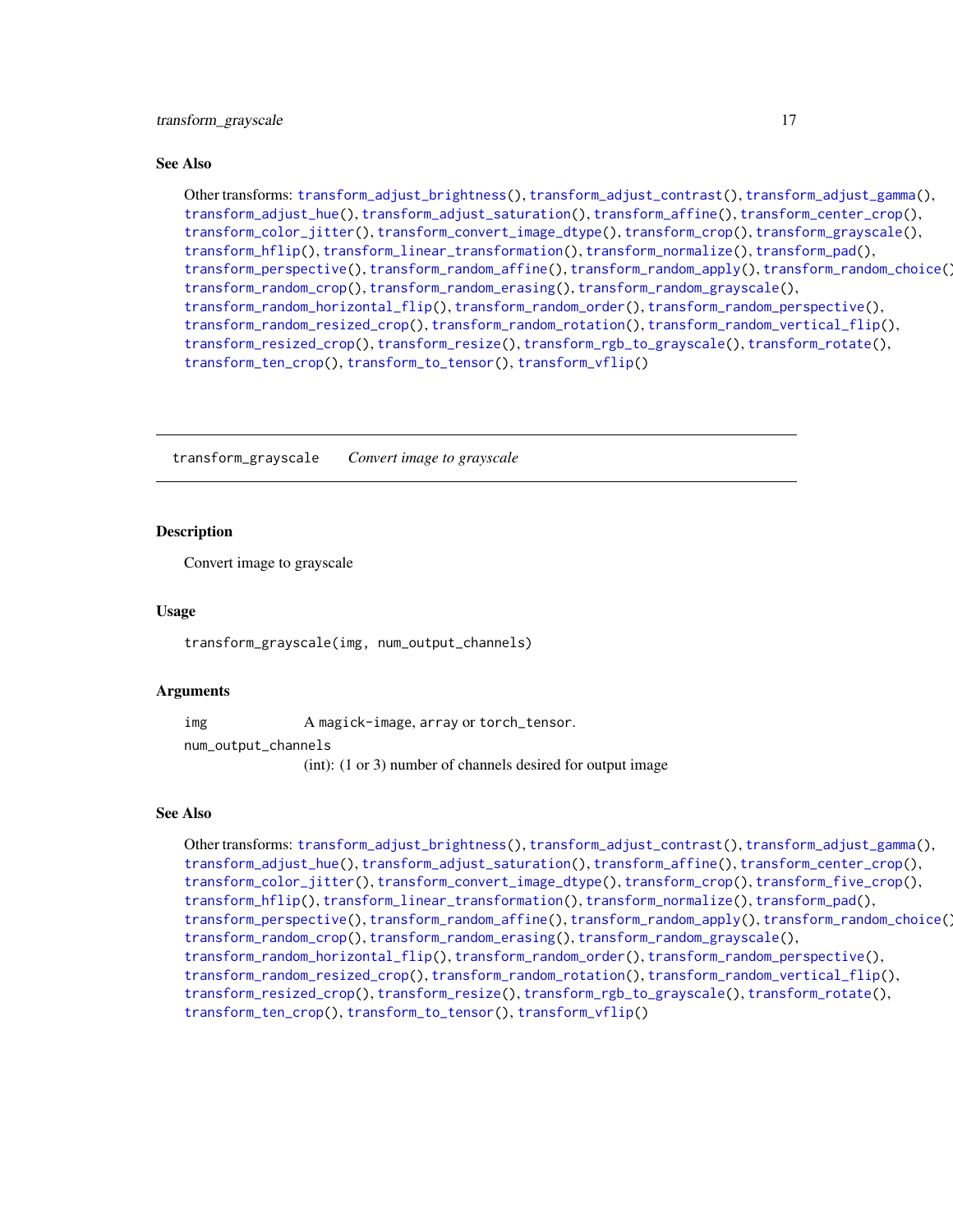## See Also

Other transforms: transform_adjust_brightness(), transform_adjust_contrast(), transform_adjust_gamma(), transform_adjust_hue(), transform_adjust_saturation(), transform_affine(), transform_center_crop(), transform_color_jitter(), transform_convert_image_dtype(), transform_crop(), transform_grayscale(), transform_hflip(), transform_linear_transformation(), transform_normalize(), transform_pad(), transform_perspective(), transform_random_affine(), transform_random_apply(), transform_random_choice(), transform_random_crop(), transform_random_erasing(), transform_random_grayscale(), transform_random_horizontal_flip(), transform_random_order(), transform_random_perspective(), transform_random_resized_crop(), transform_random_rotation(), transform_random_vertical_flip(), transform_resized_crop(), transform_resize(), transform_rgb_to_grayscale(), transform_rotate(), transform_ten_crop(), transform_to_tensor(), transform_vflip()

---

# transform_grayscale *Convert image to grayscale*

## Description

Convert image to grayscale

## Usage

```
transform_grayscale(img, num_output_channels)
```

## Arguments

| | |
|---|---|
| img | A magick-image, array or torch_tensor. |
| num_output_channels | (int): (1 or 3) number of channels desired for output image |

## See Also

Other transforms: transform_adjust_brightness(), transform_adjust_contrast(), transform_adjust_gamma(), transform_adjust_hue(), transform_adjust_saturation(), transform_affine(), transform_center_crop(), transform_color_jitter(), transform_convert_image_dtype(), transform_crop(), transform_five_crop(), transform_hflip(), transform_linear_transformation(), transform_normalize(), transform_pad(), transform_perspective(), transform_random_affine(), transform_random_apply(), transform_random_choice(), transform_random_crop(), transform_random_erasing(), transform_random_grayscale(), transform_random_horizontal_flip(), transform_random_order(), transform_random_perspective(), transform_random_resized_crop(), transform_random_rotation(), transform_random_vertical_flip(), transform_resized_crop(), transform_resize(), transform_rgb_to_grayscale(), transform_rotate(), transform_ten_crop(), transform_to_tensor(), transform_vflip()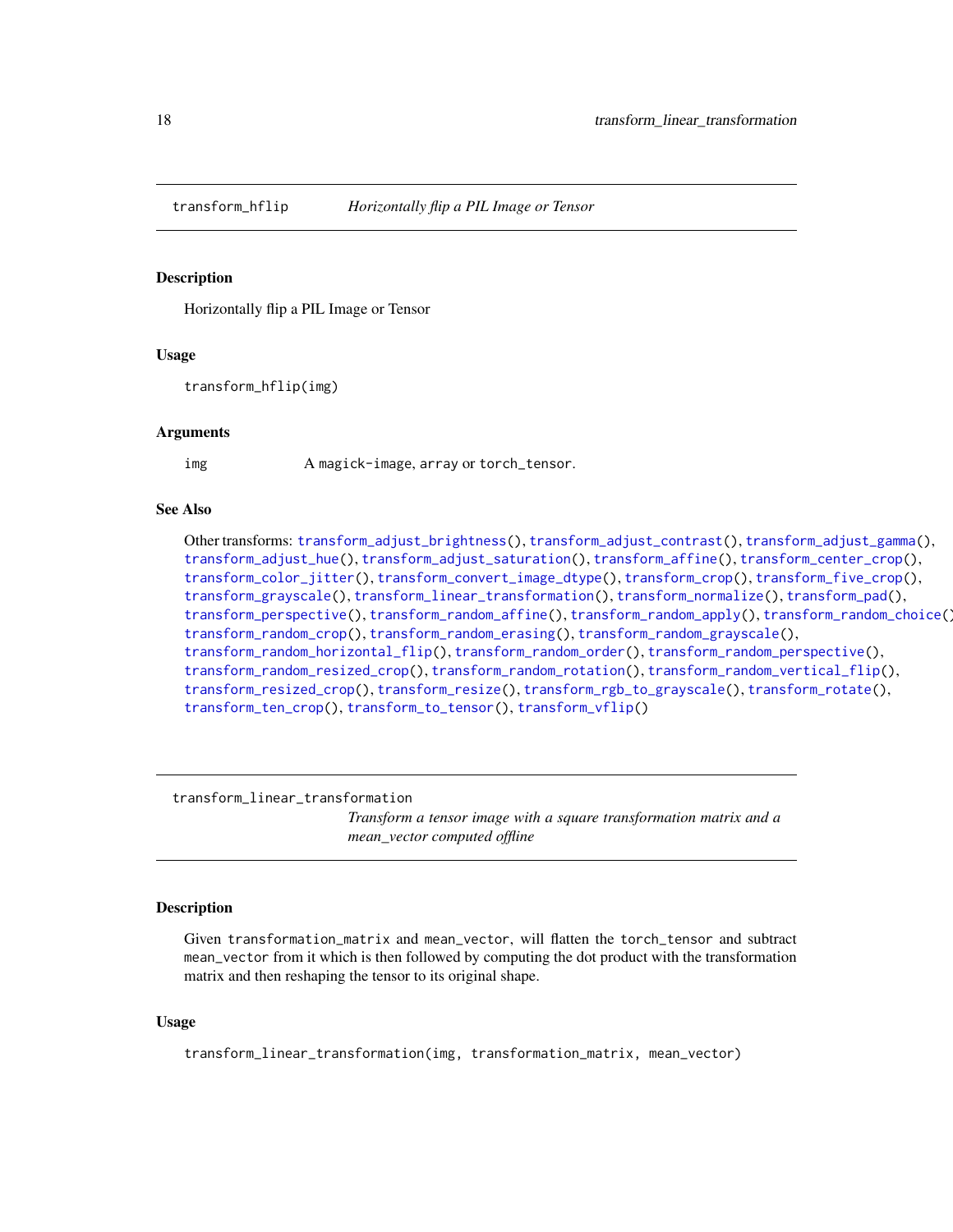## transform_hflip — *Horizontally flip a PIL Image or Tensor*

### Description

Horizontally flip a PIL Image or Tensor

### Usage

```
transform_hflip(img)
```

### Arguments

| | |
|---|---|
| img | A magick-image, array or torch_tensor. |

### See Also

Other transforms: transform_adjust_brightness(), transform_adjust_contrast(), transform_adjust_gamma(), transform_adjust_hue(), transform_adjust_saturation(), transform_affine(), transform_center_crop(), transform_color_jitter(), transform_convert_image_dtype(), transform_crop(), transform_five_crop(), transform_grayscale(), transform_linear_transformation(), transform_normalize(), transform_pad(), transform_perspective(), transform_random_affine(), transform_random_apply(), transform_random_choice(), transform_random_crop(), transform_random_erasing(), transform_random_grayscale(), transform_random_horizontal_flip(), transform_random_order(), transform_random_perspective(), transform_random_resized_crop(), transform_random_rotation(), transform_random_vertical_flip(), transform_resized_crop(), transform_resize(), transform_rgb_to_grayscale(), transform_rotate(), transform_ten_crop(), transform_to_tensor(), transform_vflip()

## transform_linear_transformation — *Transform a tensor image with a square transformation matrix and a mean_vector computed offline*

### Description

Given transformation_matrix and mean_vector, will flatten the torch_tensor and subtract mean_vector from it which is then followed by computing the dot product with the transformation matrix and then reshaping the tensor to its original shape.

### Usage

```
transform_linear_transformation(img, transformation_matrix, mean_vector)
```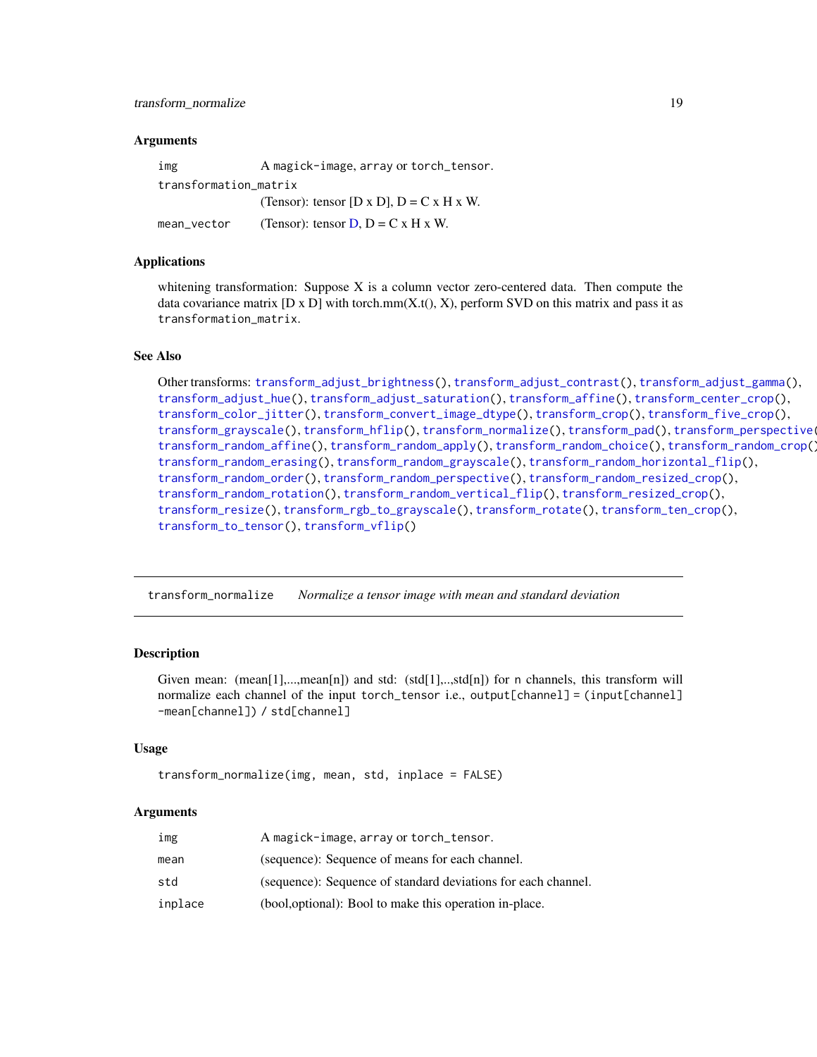### Arguments

| | |
|---|---|
| `img` | A `magick-image`, `array` or `torch_tensor`. |
| `transformation_matrix` | (Tensor): tensor [D x D], D = C x H x W. |
| `mean_vector` | (Tensor): tensor D, D = C x H x W. |

### Applications

whitening transformation: Suppose X is a column vector zero-centered data. Then compute the data covariance matrix [D x D] with torch.mm(X.t(), X), perform SVD on this matrix and pass it as `transformation_matrix`.

### See Also

Other transforms: `transform_adjust_brightness()`, `transform_adjust_contrast()`, `transform_adjust_gamma()`, `transform_adjust_hue()`, `transform_adjust_saturation()`, `transform_affine()`, `transform_center_crop()`, `transform_color_jitter()`, `transform_convert_image_dtype()`, `transform_crop()`, `transform_five_crop()`, `transform_grayscale()`, `transform_hflip()`, `transform_normalize()`, `transform_pad()`, `transform_perspective()`, `transform_random_affine()`, `transform_random_apply()`, `transform_random_choice()`, `transform_random_crop()`, `transform_random_erasing()`, `transform_random_grayscale()`, `transform_random_horizontal_flip()`, `transform_random_order()`, `transform_random_perspective()`, `transform_random_resized_crop()`, `transform_random_rotation()`, `transform_random_vertical_flip()`, `transform_resized_crop()`, `transform_resize()`, `transform_rgb_to_grayscale()`, `transform_rotate()`, `transform_ten_crop()`, `transform_to_tensor()`, `transform_vflip()`

---

## `transform_normalize` *Normalize a tensor image with mean and standard deviation*

---

### Description

Given mean: (mean[1],...,mean[n]) and std: (std[1],..,std[n]) for `n` channels, this transform will normalize each channel of the input `torch_tensor` i.e., `output[channel] = (input[channel] -mean[channel]) / std[channel]`

### Usage

```
transform_normalize(img, mean, std, inplace = FALSE)
```

### Arguments

| | |
|---|---|
| `img` | A `magick-image`, `array` or `torch_tensor`. |
| `mean` | (sequence): Sequence of means for each channel. |
| `std` | (sequence): Sequence of standard deviations for each channel. |
| `inplace` | (bool,optional): Bool to make this operation in-place. |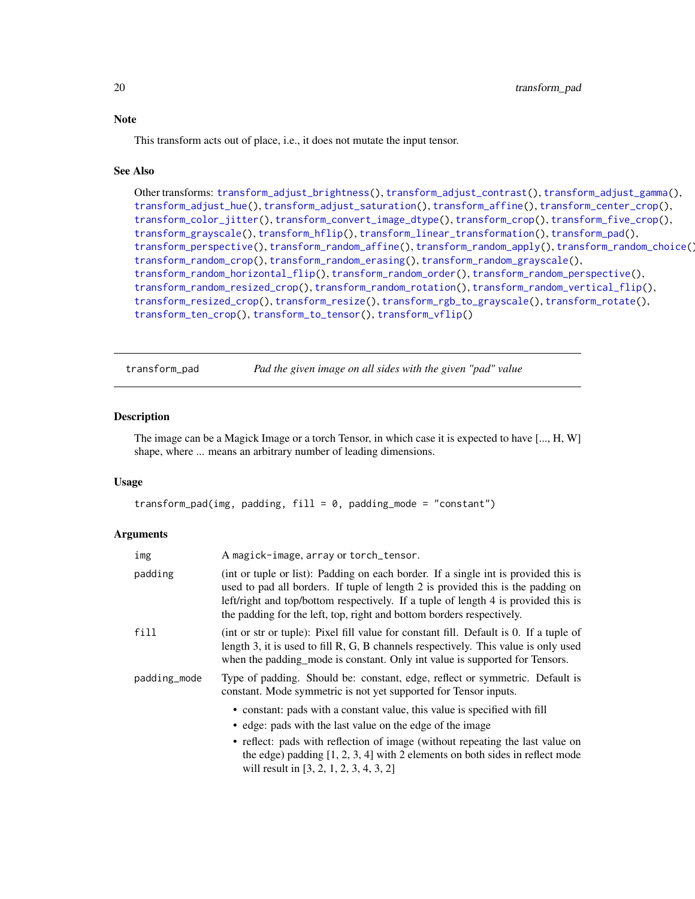### Note

This transform acts out of place, i.e., it does not mutate the input tensor.

### See Also

Other transforms: transform_adjust_brightness(), transform_adjust_contrast(), transform_adjust_gamma(), transform_adjust_hue(), transform_adjust_saturation(), transform_affine(), transform_center_crop(), transform_color_jitter(), transform_convert_image_dtype(), transform_crop(), transform_five_crop(), transform_grayscale(), transform_hflip(), transform_linear_transformation(), transform_pad(), transform_perspective(), transform_random_affine(), transform_random_apply(), transform_random_choice(), transform_random_crop(), transform_random_erasing(), transform_random_grayscale(), transform_random_horizontal_flip(), transform_random_order(), transform_random_perspective(), transform_random_resized_crop(), transform_random_rotation(), transform_random_vertical_flip(), transform_resized_crop(), transform_resize(), transform_rgb_to_grayscale(), transform_rotate(), transform_ten_crop(), transform_to_tensor(), transform_vflip()

---

## transform_pad — *Pad the given image on all sides with the given "pad" value*

### Description

The image can be a Magick Image or a torch Tensor, in which case it is expected to have [..., H, W] shape, where ... means an arbitrary number of leading dimensions.

### Usage

```
transform_pad(img, padding, fill = 0, padding_mode = "constant")
```

### Arguments

| | |
|---|---|
| `img` | A `magick-image`, `array` or `torch_tensor`. |
| `padding` | (int or tuple or list): Padding on each border. If a single int is provided this is used to pad all borders. If tuple of length 2 is provided this is the padding on left/right and top/bottom respectively. If a tuple of length 4 is provided this is the padding for the left, top, right and bottom borders respectively. |
| `fill` | (int or str or tuple): Pixel fill value for constant fill. Default is 0. If a tuple of length 3, it is used to fill R, G, B channels respectively. This value is only used when the padding_mode is constant. Only int value is supported for Tensors. |
| `padding_mode` | Type of padding. Should be: constant, edge, reflect or symmetric. Default is constant. Mode symmetric is not yet supported for Tensor inputs. <br>• constant: pads with a constant value, this value is specified with fill <br>• edge: pads with the last value on the edge of the image <br>• reflect: pads with reflection of image (without repeating the last value on the edge) padding [1, 2, 3, 4] with 2 elements on both sides in reflect mode will result in [3, 2, 1, 2, 3, 4, 3, 2] |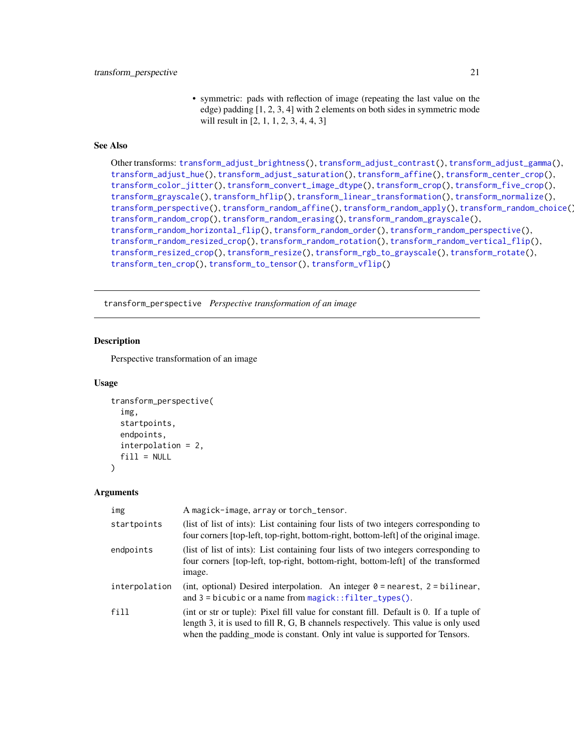- symmetric: pads with reflection of image (repeating the last value on the edge) padding [1, 2, 3, 4] with 2 elements on both sides in symmetric mode will result in [2, 1, 1, 2, 3, 4, 4, 3]

### See Also

Other transforms: transform_adjust_brightness(), transform_adjust_contrast(), transform_adjust_gamma(), transform_adjust_hue(), transform_adjust_saturation(), transform_affine(), transform_center_crop(), transform_color_jitter(), transform_convert_image_dtype(), transform_crop(), transform_five_crop(), transform_grayscale(), transform_hflip(), transform_linear_transformation(), transform_normalize(), transform_perspective(), transform_random_affine(), transform_random_apply(), transform_random_choice(), transform_random_crop(), transform_random_erasing(), transform_random_grayscale(), transform_random_horizontal_flip(), transform_random_order(), transform_random_perspective(), transform_random_resized_crop(), transform_random_rotation(), transform_random_vertical_flip(), transform_resized_crop(), transform_resize(), transform_rgb_to_grayscale(), transform_rotate(), transform_ten_crop(), transform_to_tensor(), transform_vflip()

---

## transform_perspective *Perspective transformation of an image*

### Description

Perspective transformation of an image

### Usage

```
transform_perspective(
  img,
  startpoints,
  endpoints,
  interpolation = 2,
  fill = NULL
)
```

### Arguments

| | |
|---|---|
| img | A magick-image, array or torch_tensor. |
| startpoints | (list of list of ints): List containing four lists of two integers corresponding to four corners [top-left, top-right, bottom-right, bottom-left] of the original image. |
| endpoints | (list of list of ints): List containing four lists of two integers corresponding to four corners [top-left, top-right, bottom-right, bottom-left] of the transformed image. |
| interpolation | (int, optional) Desired interpolation. An integer 0 = nearest, 2 = bilinear, and 3 = bicubic or a name from magick::filter_types(). |
| fill | (int or str or tuple): Pixel fill value for constant fill. Default is 0. If a tuple of length 3, it is used to fill R, G, B channels respectively. This value is only used when the padding_mode is constant. Only int value is supported for Tensors. |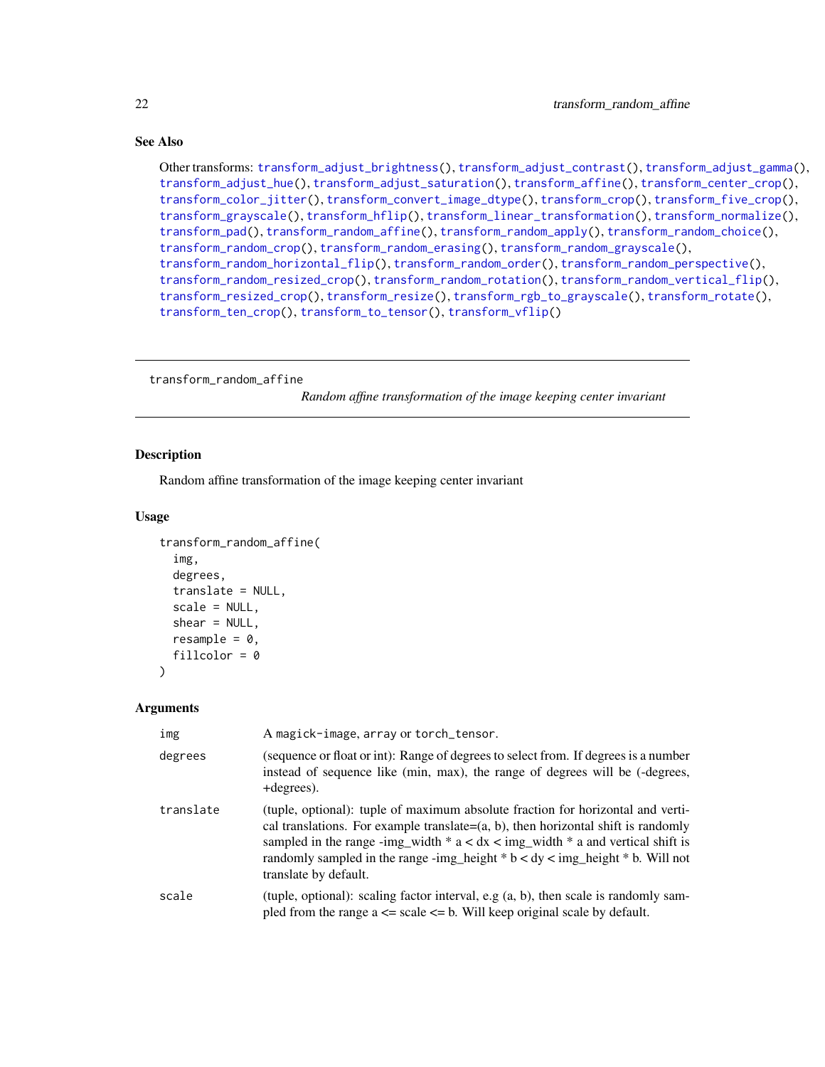### See Also

Other transforms: transform_adjust_brightness(), transform_adjust_contrast(), transform_adjust_gamma(), transform_adjust_hue(), transform_adjust_saturation(), transform_affine(), transform_center_crop(), transform_color_jitter(), transform_convert_image_dtype(), transform_crop(), transform_five_crop(), transform_grayscale(), transform_hflip(), transform_linear_transformation(), transform_normalize(), transform_pad(), transform_random_affine(), transform_random_apply(), transform_random_choice(), transform_random_crop(), transform_random_erasing(), transform_random_grayscale(), transform_random_horizontal_flip(), transform_random_order(), transform_random_perspective(), transform_random_resized_crop(), transform_random_rotation(), transform_random_vertical_flip(), transform_resized_crop(), transform_resize(), transform_rgb_to_grayscale(), transform_rotate(), transform_ten_crop(), transform_to_tensor(), transform_vflip()

---

## transform_random_affine

*Random affine transformation of the image keeping center invariant*

---

### Description

Random affine transformation of the image keeping center invariant

### Usage

```
transform_random_affine(
  img,
  degrees,
  translate = NULL,
  scale = NULL,
  shear = NULL,
  resample = 0,
  fillcolor = 0
)
```

### Arguments

| | |
|---|---|
| img | A magick-image, array or torch_tensor. |
| degrees | (sequence or float or int): Range of degrees to select from. If degrees is a number instead of sequence like (min, max), the range of degrees will be (-degrees, +degrees). |
| translate | (tuple, optional): tuple of maximum absolute fraction for horizontal and vertical translations. For example translate=(a, b), then horizontal shift is randomly sampled in the range -img_width * a < dx < img_width * a and vertical shift is randomly sampled in the range -img_height * b < dy < img_height * b. Will not translate by default. |
| scale | (tuple, optional): scaling factor interval, e.g (a, b), then scale is randomly sampled from the range a <= scale <= b. Will keep original scale by default. |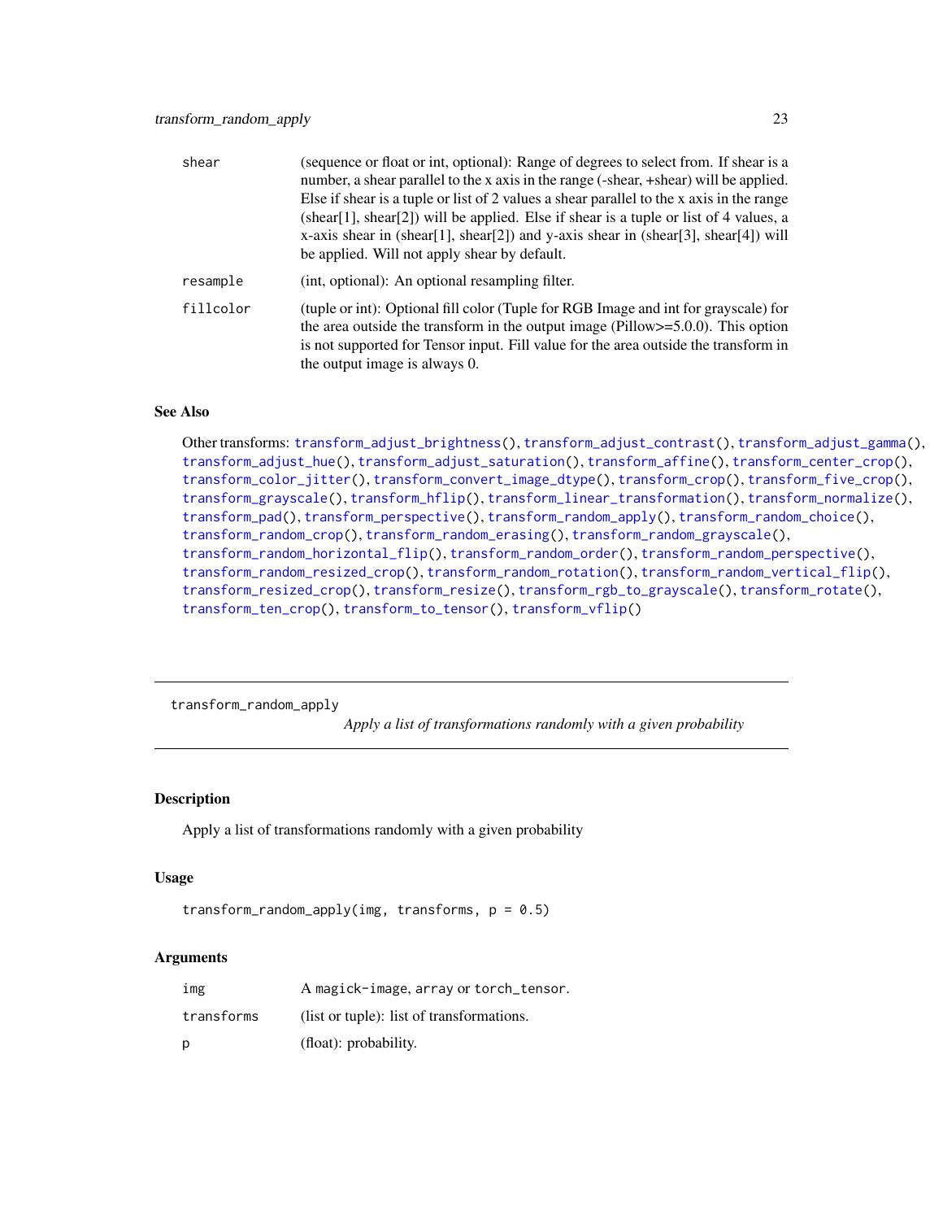| | |
|---|---|
| shear | (sequence or float or int, optional): Range of degrees to select from. If shear is a number, a shear parallel to the x axis in the range (-shear, +shear) will be applied. Else if shear is a tuple or list of 2 values a shear parallel to the x axis in the range (shear[1], shear[2]) will be applied. Else if shear is a tuple or list of 4 values, a x-axis shear in (shear[1], shear[2]) and y-axis shear in (shear[3], shear[4]) will be applied. Will not apply shear by default. |
| resample | (int, optional): An optional resampling filter. |
| fillcolor | (tuple or int): Optional fill color (Tuple for RGB Image and int for grayscale) for the area outside the transform in the output image (Pillow>=5.0.0). This option is not supported for Tensor input. Fill value for the area outside the transform in the output image is always 0. |

### See Also

Other transforms: `transform_adjust_brightness()`, `transform_adjust_contrast()`, `transform_adjust_gamma()`, `transform_adjust_hue()`, `transform_adjust_saturation()`, `transform_affine()`, `transform_center_crop()`, `transform_color_jitter()`, `transform_convert_image_dtype()`, `transform_crop()`, `transform_five_crop()`, `transform_grayscale()`, `transform_hflip()`, `transform_linear_transformation()`, `transform_normalize()`, `transform_pad()`, `transform_perspective()`, `transform_random_apply()`, `transform_random_choice()`, `transform_random_crop()`, `transform_random_erasing()`, `transform_random_grayscale()`, `transform_random_horizontal_flip()`, `transform_random_order()`, `transform_random_perspective()`, `transform_random_resized_crop()`, `transform_random_rotation()`, `transform_random_vertical_flip()`, `transform_resized_crop()`, `transform_resize()`, `transform_rgb_to_grayscale()`, `transform_rotate()`, `transform_ten_crop()`, `transform_to_tensor()`, `transform_vflip()`

---

## transform_random_apply

*Apply a list of transformations randomly with a given probability*

### Description

Apply a list of transformations randomly with a given probability

### Usage

```
transform_random_apply(img, transforms, p = 0.5)
```

### Arguments

| | |
|---|---|
| img | A magick-image, array or torch_tensor. |
| transforms | (list or tuple): list of transformations. |
| p | (float): probability. |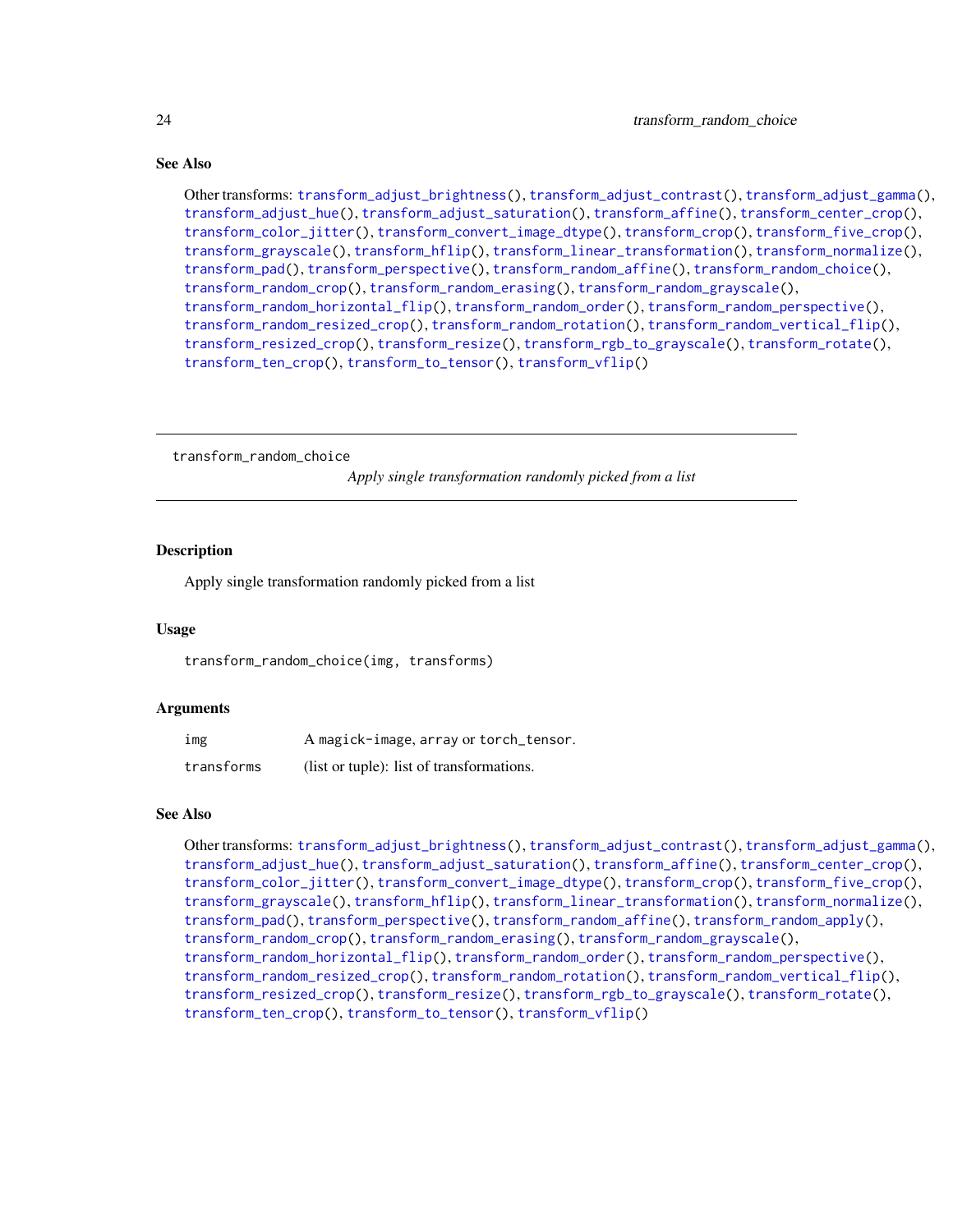## See Also

Other transforms: `transform_adjust_brightness()`, `transform_adjust_contrast()`, `transform_adjust_gamma()`, `transform_adjust_hue()`, `transform_adjust_saturation()`, `transform_affine()`, `transform_center_crop()`, `transform_color_jitter()`, `transform_convert_image_dtype()`, `transform_crop()`, `transform_five_crop()`, `transform_grayscale()`, `transform_hflip()`, `transform_linear_transformation()`, `transform_normalize()`, `transform_pad()`, `transform_perspective()`, `transform_random_affine()`, `transform_random_choice()`, `transform_random_crop()`, `transform_random_erasing()`, `transform_random_grayscale()`, `transform_random_horizontal_flip()`, `transform_random_order()`, `transform_random_perspective()`, `transform_random_resized_crop()`, `transform_random_rotation()`, `transform_random_vertical_flip()`, `transform_resized_crop()`, `transform_resize()`, `transform_rgb_to_grayscale()`, `transform_rotate()`, `transform_ten_crop()`, `transform_to_tensor()`, `transform_vflip()`

---

# transform_random_choice

*Apply single transformation randomly picked from a list*

---

## Description

Apply single transformation randomly picked from a list

## Usage

```
transform_random_choice(img, transforms)
```

## Arguments

| | |
|---|---|
| `img` | A `magick-image`, `array` or `torch_tensor`. |
| `transforms` | (list or tuple): list of transformations. |

## See Also

Other transforms: `transform_adjust_brightness()`, `transform_adjust_contrast()`, `transform_adjust_gamma()`, `transform_adjust_hue()`, `transform_adjust_saturation()`, `transform_affine()`, `transform_center_crop()`, `transform_color_jitter()`, `transform_convert_image_dtype()`, `transform_crop()`, `transform_five_crop()`, `transform_grayscale()`, `transform_hflip()`, `transform_linear_transformation()`, `transform_normalize()`, `transform_pad()`, `transform_perspective()`, `transform_random_affine()`, `transform_random_apply()`, `transform_random_crop()`, `transform_random_erasing()`, `transform_random_grayscale()`, `transform_random_horizontal_flip()`, `transform_random_order()`, `transform_random_perspective()`, `transform_random_resized_crop()`, `transform_random_rotation()`, `transform_random_vertical_flip()`, `transform_resized_crop()`, `transform_resize()`, `transform_rgb_to_grayscale()`, `transform_rotate()`, `transform_ten_crop()`, `transform_to_tensor()`, `transform_vflip()`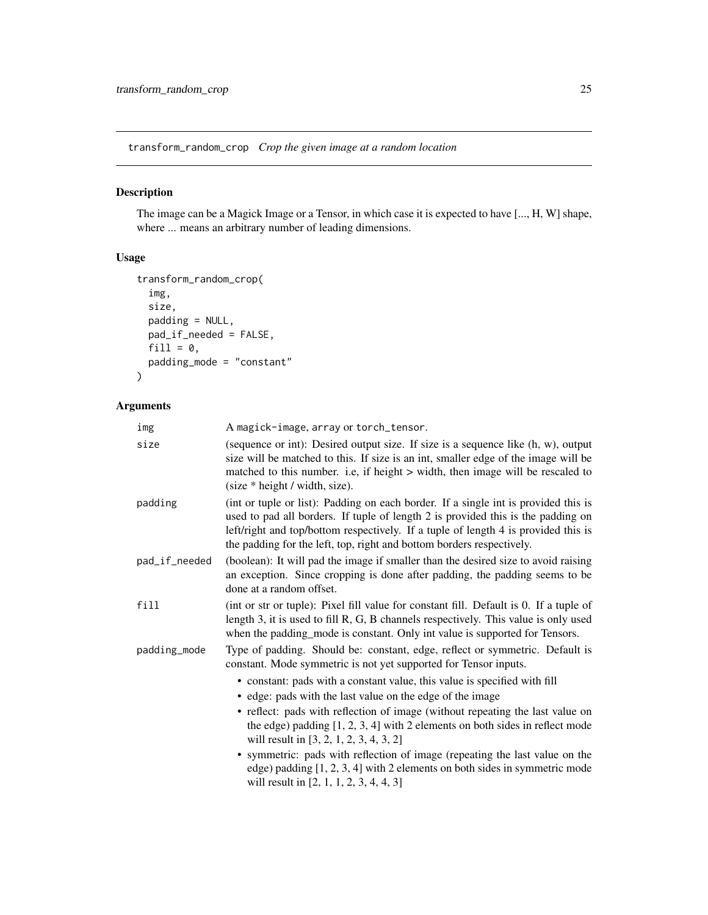## transform_random_crop *Crop the given image at a random location*

### Description

The image can be a Magick Image or a Tensor, in which case it is expected to have [..., H, W] shape, where ... means an arbitrary number of leading dimensions.

### Usage

```
transform_random_crop(
  img,
  size,
  padding = NULL,
  pad_if_needed = FALSE,
  fill = 0,
  padding_mode = "constant"
)
```

### Arguments

| | |
|---|---|
| img | A magick-image, array or torch_tensor. |
| size | (sequence or int): Desired output size. If size is a sequence like (h, w), output size will be matched to this. If size is an int, smaller edge of the image will be matched to this number. i.e, if height > width, then image will be rescaled to (size * height / width, size). |
| padding | (int or tuple or list): Padding on each border. If a single int is provided this is used to pad all borders. If tuple of length 2 is provided this is the padding on left/right and top/bottom respectively. If a tuple of length 4 is provided this is the padding for the left, top, right and bottom borders respectively. |
| pad_if_needed | (boolean): It will pad the image if smaller than the desired size to avoid raising an exception. Since cropping is done after padding, the padding seems to be done at a random offset. |
| fill | (int or str or tuple): Pixel fill value for constant fill. Default is 0. If a tuple of length 3, it is used to fill R, G, B channels respectively. This value is only used when the padding_mode is constant. Only int value is supported for Tensors. |
| padding_mode | Type of padding. Should be: constant, edge, reflect or symmetric. Default is constant. Mode symmetric is not yet supported for Tensor inputs.<br>• constant: pads with a constant value, this value is specified with fill<br>• edge: pads with the last value on the edge of the image<br>• reflect: pads with reflection of image (without repeating the last value on the edge) padding [1, 2, 3, 4] with 2 elements on both sides in reflect mode will result in [3, 2, 1, 2, 3, 4, 3, 2]<br>• symmetric: pads with reflection of image (repeating the last value on the edge) padding [1, 2, 3, 4] with 2 elements on both sides in symmetric mode will result in [2, 1, 1, 2, 3, 4, 4, 3] |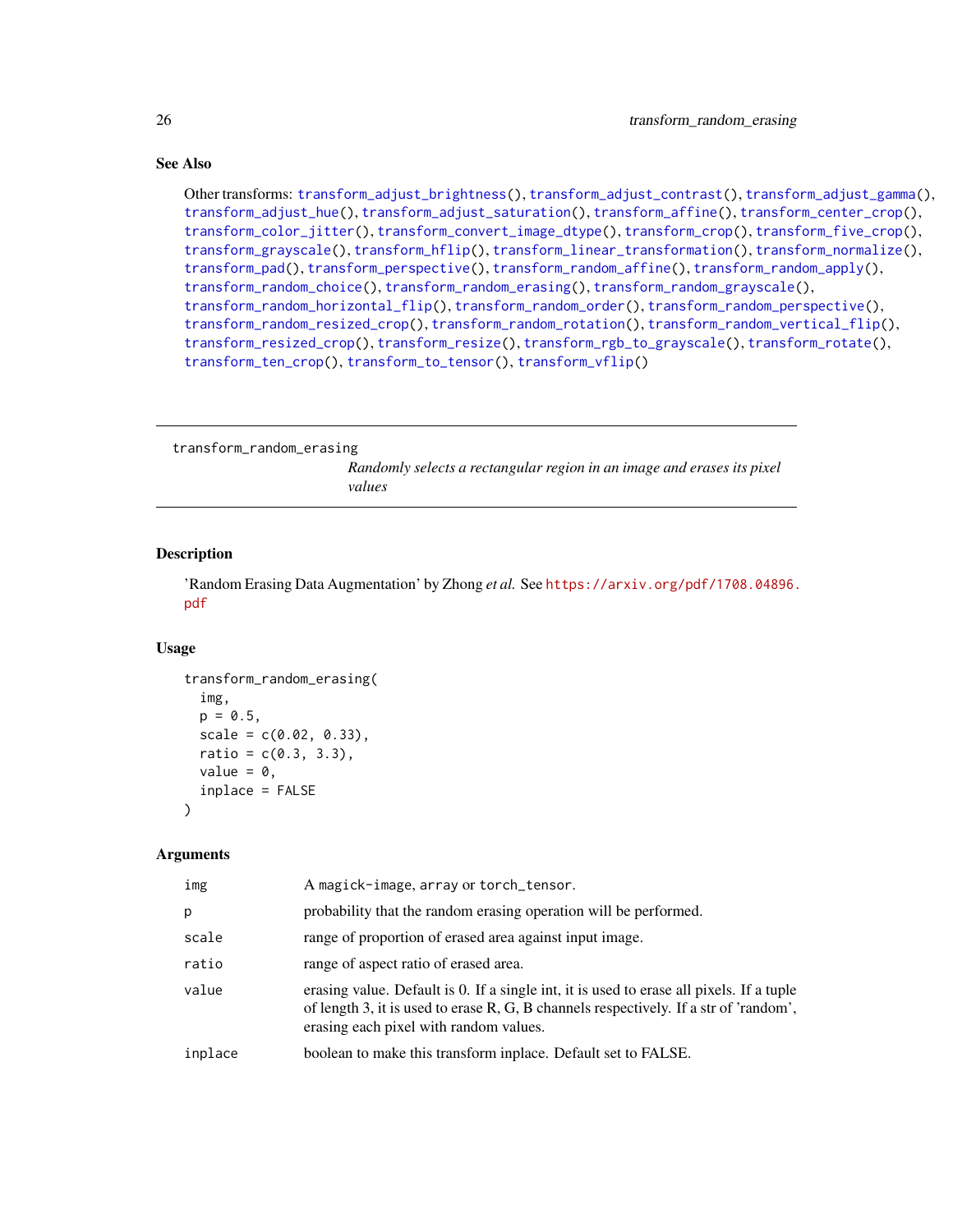### See Also

Other transforms: transform_adjust_brightness(), transform_adjust_contrast(), transform_adjust_gamma(), transform_adjust_hue(), transform_adjust_saturation(), transform_affine(), transform_center_crop(), transform_color_jitter(), transform_convert_image_dtype(), transform_crop(), transform_five_crop(), transform_grayscale(), transform_hflip(), transform_linear_transformation(), transform_normalize(), transform_pad(), transform_perspective(), transform_random_affine(), transform_random_apply(), transform_random_choice(), transform_random_erasing(), transform_random_grayscale(), transform_random_horizontal_flip(), transform_random_order(), transform_random_perspective(), transform_random_resized_crop(), transform_random_rotation(), transform_random_vertical_flip(), transform_resized_crop(), transform_resize(), transform_rgb_to_grayscale(), transform_rotate(), transform_ten_crop(), transform_to_tensor(), transform_vflip()

---

## transform_random_erasing

*Randomly selects a rectangular region in an image and erases its pixel values*

---

### Description

'Random Erasing Data Augmentation' by Zhong *et al.* See https://arxiv.org/pdf/1708.04896.pdf

### Usage

```
transform_random_erasing(
  img,
  p = 0.5,
  scale = c(0.02, 0.33),
  ratio = c(0.3, 3.3),
  value = 0,
  inplace = FALSE
)
```

### Arguments

| | |
|---|---|
| img | A magick-image, array or torch_tensor. |
| p | probability that the random erasing operation will be performed. |
| scale | range of proportion of erased area against input image. |
| ratio | range of aspect ratio of erased area. |
| value | erasing value. Default is 0. If a single int, it is used to erase all pixels. If a tuple of length 3, it is used to erase R, G, B channels respectively. If a str of 'random', erasing each pixel with random values. |
| inplace | boolean to make this transform inplace. Default set to FALSE. |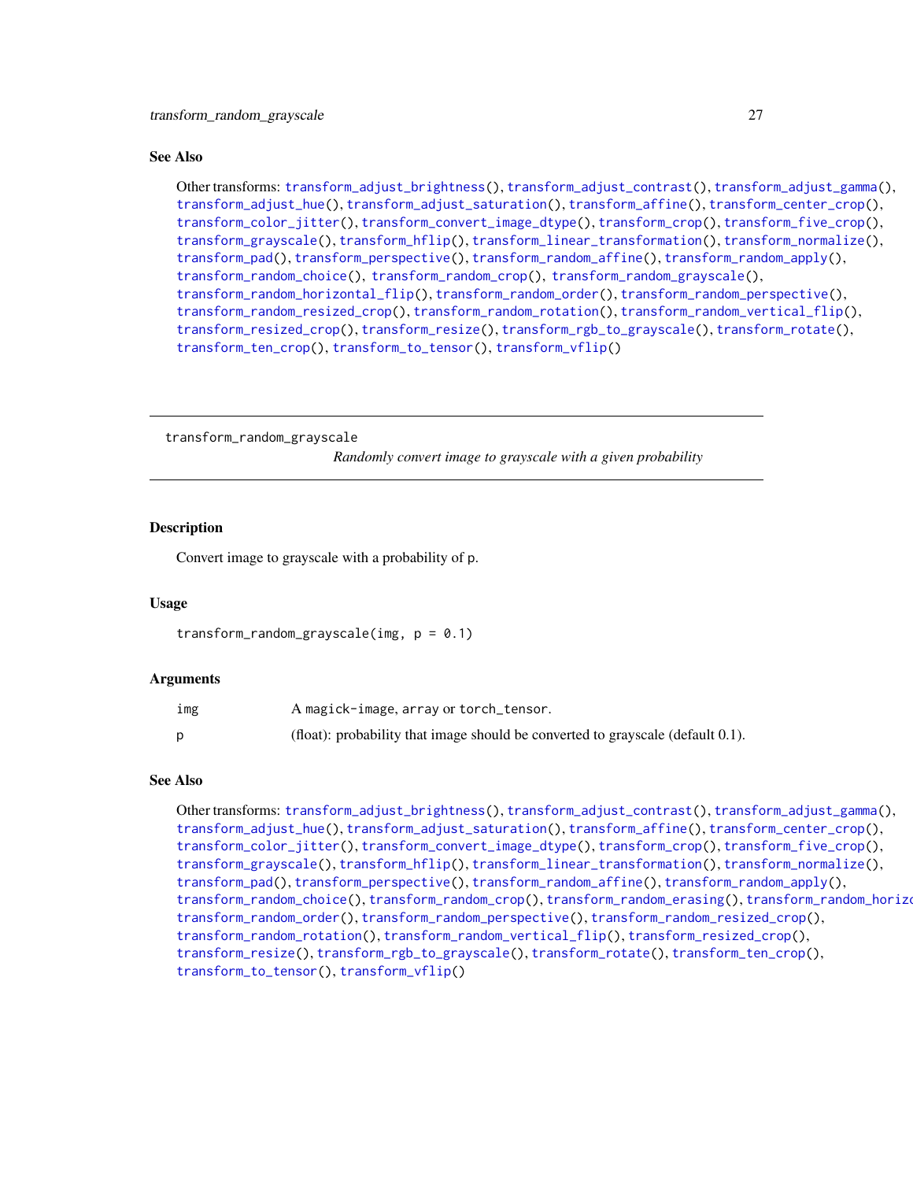## See Also

Other transforms: transform_adjust_brightness(), transform_adjust_contrast(), transform_adjust_gamma(), transform_adjust_hue(), transform_adjust_saturation(), transform_affine(), transform_center_crop(), transform_color_jitter(), transform_convert_image_dtype(), transform_crop(), transform_five_crop(), transform_grayscale(), transform_hflip(), transform_linear_transformation(), transform_normalize(), transform_pad(), transform_perspective(), transform_random_affine(), transform_random_apply(), transform_random_choice(), transform_random_crop(), transform_random_grayscale(), transform_random_horizontal_flip(), transform_random_order(), transform_random_perspective(), transform_random_resized_crop(), transform_random_rotation(), transform_random_vertical_flip(), transform_resized_crop(), transform_resize(), transform_rgb_to_grayscale(), transform_rotate(), transform_ten_crop(), transform_to_tensor(), transform_vflip()

---

# transform_random_grayscale

*Randomly convert image to grayscale with a given probability*

## Description

Convert image to grayscale with a probability of p.

## Usage

```
transform_random_grayscale(img, p = 0.1)
```

## Arguments

| | |
|---|---|
| img | A magick-image, array or torch_tensor. |
| p | (float): probability that image should be converted to grayscale (default 0.1). |

## See Also

Other transforms: transform_adjust_brightness(), transform_adjust_contrast(), transform_adjust_gamma(), transform_adjust_hue(), transform_adjust_saturation(), transform_affine(), transform_center_crop(), transform_color_jitter(), transform_convert_image_dtype(), transform_crop(), transform_five_crop(), transform_grayscale(), transform_hflip(), transform_linear_transformation(), transform_normalize(), transform_pad(), transform_perspective(), transform_random_affine(), transform_random_apply(), transform_random_choice(), transform_random_crop(), transform_random_erasing(), transform_random_horizontal_flip(), transform_random_order(), transform_random_perspective(), transform_random_resized_crop(), transform_random_rotation(), transform_random_vertical_flip(), transform_resized_crop(), transform_resize(), transform_rgb_to_grayscale(), transform_rotate(), transform_ten_crop(), transform_to_tensor(), transform_vflip()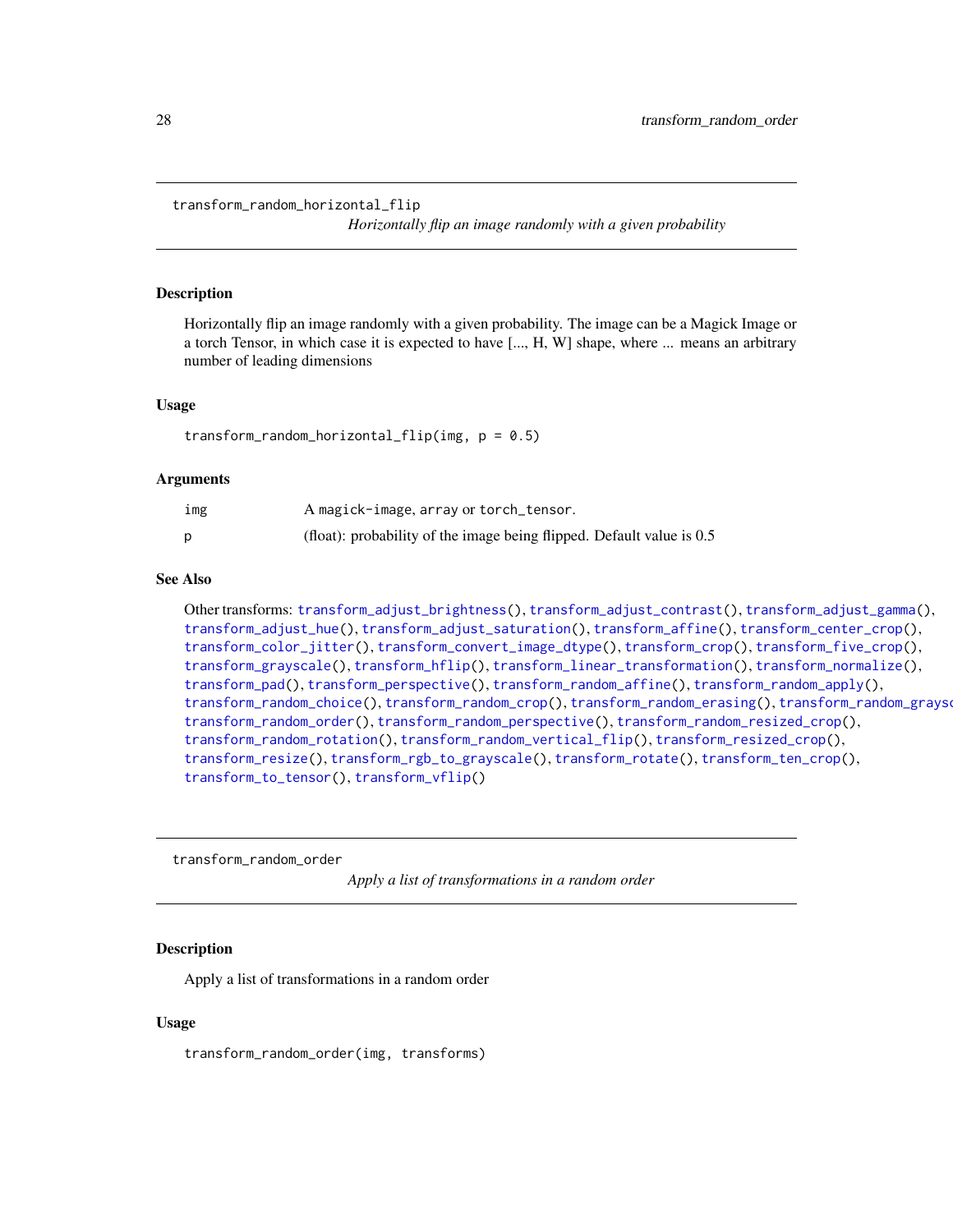## transform_random_horizontal_flip

*Horizontally flip an image randomly with a given probability*

### Description

Horizontally flip an image randomly with a given probability. The image can be a Magick Image or a torch Tensor, in which case it is expected to have [..., H, W] shape, where ... means an arbitrary number of leading dimensions

### Usage

```
transform_random_horizontal_flip(img, p = 0.5)
```

### Arguments

| | |
|---|---|
| img | A magick-image, array or torch_tensor. |
| p | (float): probability of the image being flipped. Default value is 0.5 |

### See Also

Other transforms: transform_adjust_brightness(), transform_adjust_contrast(), transform_adjust_gamma(), transform_adjust_hue(), transform_adjust_saturation(), transform_affine(), transform_center_crop(), transform_color_jitter(), transform_convert_image_dtype(), transform_crop(), transform_five_crop(), transform_grayscale(), transform_hflip(), transform_linear_transformation(), transform_normalize(), transform_pad(), transform_perspective(), transform_random_affine(), transform_random_apply(), transform_random_choice(), transform_random_crop(), transform_random_erasing(), transform_random_grayscale(), transform_random_order(), transform_random_perspective(), transform_random_resized_crop(), transform_random_rotation(), transform_random_vertical_flip(), transform_resized_crop(), transform_resize(), transform_rgb_to_grayscale(), transform_rotate(), transform_ten_crop(), transform_to_tensor(), transform_vflip()

## transform_random_order

*Apply a list of transformations in a random order*

### Description

Apply a list of transformations in a random order

### Usage

```
transform_random_order(img, transforms)
```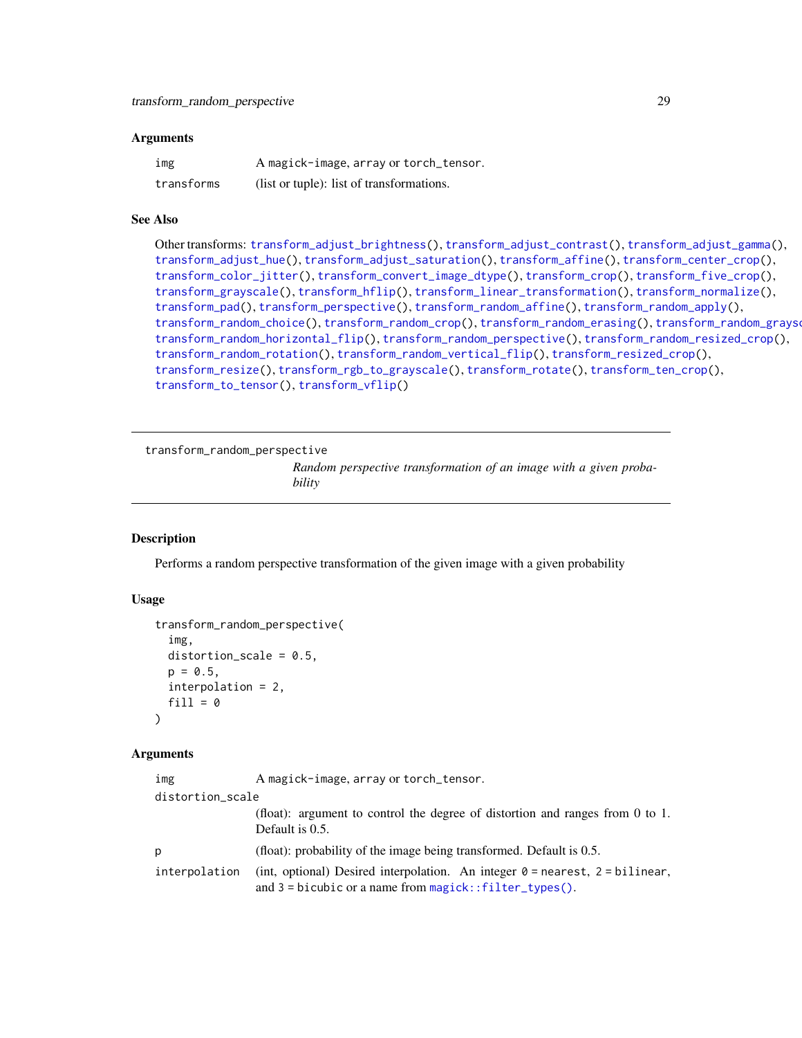### Arguments

- `img` A `magick-image`, `array` or `torch_tensor`.
- `transforms` (list or tuple): list of transformations.

### See Also

Other transforms: `transform_adjust_brightness()`, `transform_adjust_contrast()`, `transform_adjust_gamma()`, `transform_adjust_hue()`, `transform_adjust_saturation()`, `transform_affine()`, `transform_center_crop()`, `transform_color_jitter()`, `transform_convert_image_dtype()`, `transform_crop()`, `transform_five_crop()`, `transform_grayscale()`, `transform_hflip()`, `transform_linear_transformation()`, `transform_normalize()`, `transform_pad()`, `transform_perspective()`, `transform_random_affine()`, `transform_random_apply()`, `transform_random_choice()`, `transform_random_crop()`, `transform_random_erasing()`, `transform_random_grayscale()`, `transform_random_horizontal_flip()`, `transform_random_perspective()`, `transform_random_resized_crop()`, `transform_random_rotation()`, `transform_random_vertical_flip()`, `transform_resized_crop()`, `transform_resize()`, `transform_rgb_to_grayscale()`, `transform_rotate()`, `transform_ten_crop()`, `transform_to_tensor()`, `transform_vflip()`

---

## transform_random_perspective

*Random perspective transformation of an image with a given probability*

---

### Description

Performs a random perspective transformation of the given image with a given probability

### Usage

```
transform_random_perspective(
  img,
  distortion_scale = 0.5,
  p = 0.5,
  interpolation = 2,
  fill = 0
)
```

### Arguments

- `img` A `magick-image`, `array` or `torch_tensor`.
- `distortion_scale` (float): argument to control the degree of distortion and ranges from 0 to 1. Default is 0.5.
- `p` (float): probability of the image being transformed. Default is 0.5.
- `interpolation` (int, optional) Desired interpolation. An integer `0` = `nearest`, `2` = `bilinear`, and `3` = `bicubic` or a name from `magick::filter_types()`.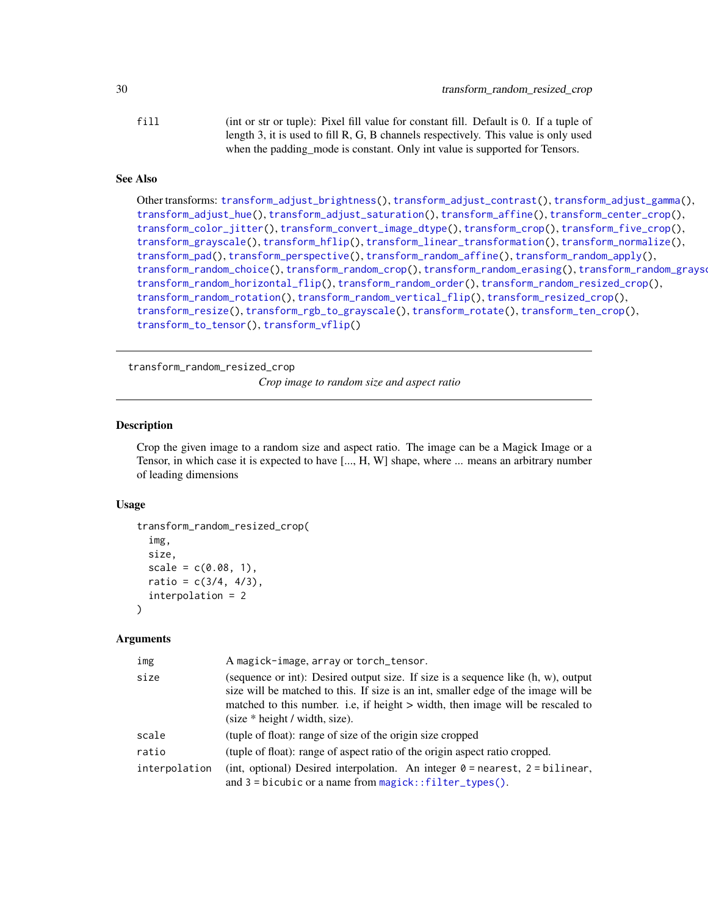| | |
|---|---|
| fill | (int or str or tuple): Pixel fill value for constant fill. Default is 0. If a tuple of length 3, it is used to fill R, G, B channels respectively. This value is only used when the padding_mode is constant. Only int value is supported for Tensors. |

### See Also

Other transforms: `transform_adjust_brightness()`, `transform_adjust_contrast()`, `transform_adjust_gamma()`, `transform_adjust_hue()`, `transform_adjust_saturation()`, `transform_affine()`, `transform_center_crop()`, `transform_color_jitter()`, `transform_convert_image_dtype()`, `transform_crop()`, `transform_five_crop()`, `transform_grayscale()`, `transform_hflip()`, `transform_linear_transformation()`, `transform_normalize()`, `transform_pad()`, `transform_perspective()`, `transform_random_affine()`, `transform_random_apply()`, `transform_random_choice()`, `transform_random_crop()`, `transform_random_erasing()`, `transform_random_grayscale()`, `transform_random_horizontal_flip()`, `transform_random_order()`, `transform_random_resized_crop()`, `transform_random_rotation()`, `transform_random_vertical_flip()`, `transform_resized_crop()`, `transform_resize()`, `transform_rgb_to_grayscale()`, `transform_rotate()`, `transform_ten_crop()`, `transform_to_tensor()`, `transform_vflip()`

---

## transform_random_resized_crop

*Crop image to random size and aspect ratio*

### Description

Crop the given image to a random size and aspect ratio. The image can be a Magick Image or a Tensor, in which case it is expected to have [..., H, W] shape, where ... means an arbitrary number of leading dimensions

### Usage

```
transform_random_resized_crop(
  img,
  size,
  scale = c(0.08, 1),
  ratio = c(3/4, 4/3),
  interpolation = 2
)
```

### Arguments

| | |
|---|---|
| img | A magick-image, array or torch_tensor. |
| size | (sequence or int): Desired output size. If size is a sequence like (h, w), output size will be matched to this. If size is an int, smaller edge of the image will be matched to this number. i.e, if height > width, then image will be rescaled to (size * height / width, size). |
| scale | (tuple of float): range of size of the origin size cropped |
| ratio | (tuple of float): range of aspect ratio of the origin aspect ratio cropped. |
| interpolation | (int, optional) Desired interpolation. An integer `0` = nearest, `2` = bilinear, and `3` = bicubic or a name from `magick::filter_types()`. |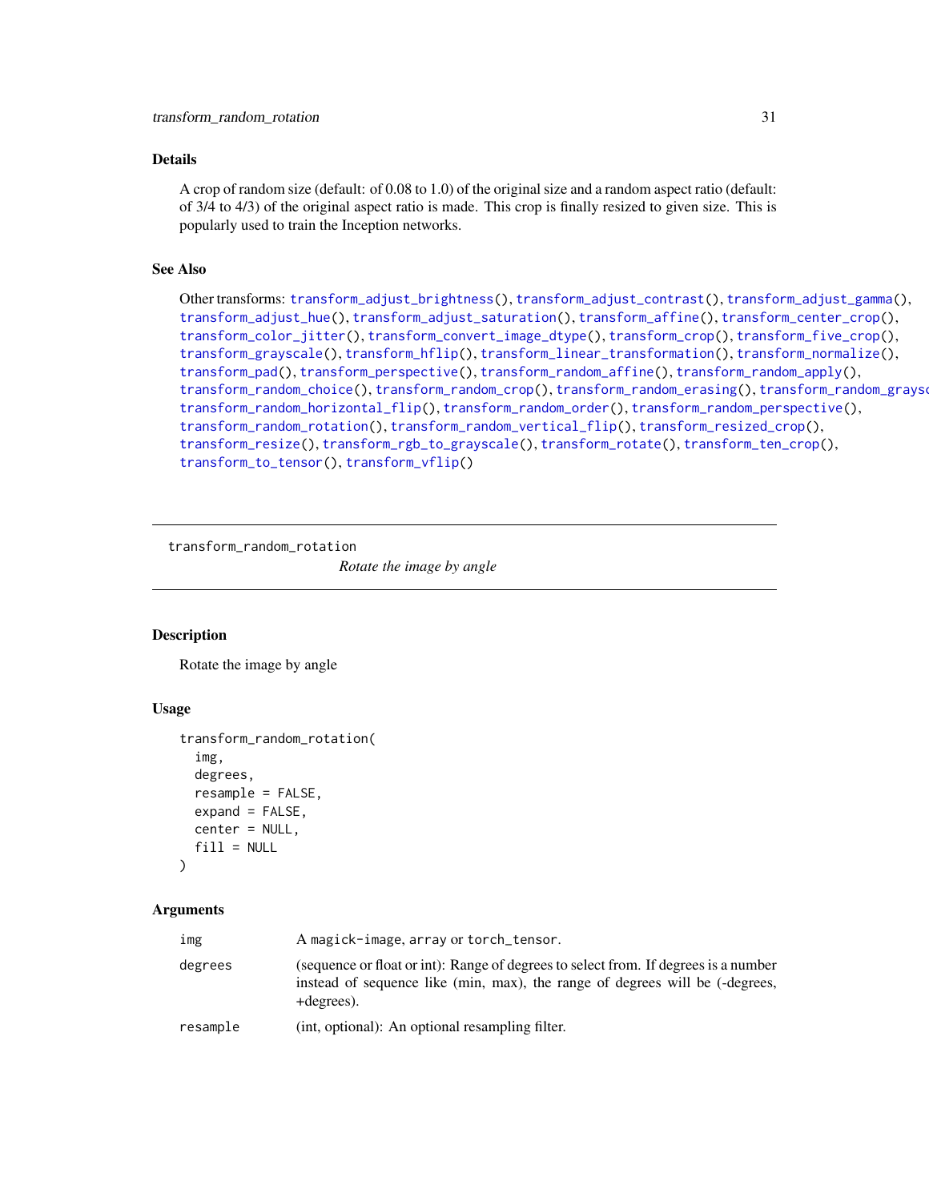### Details

A crop of random size (default: of 0.08 to 1.0) of the original size and a random aspect ratio (default: of 3/4 to 4/3) of the original aspect ratio is made. This crop is finally resized to given size. This is popularly used to train the Inception networks.

### See Also

Other transforms: `transform_adjust_brightness()`, `transform_adjust_contrast()`, `transform_adjust_gamma()`, `transform_adjust_hue()`, `transform_adjust_saturation()`, `transform_affine()`, `transform_center_crop()`, `transform_color_jitter()`, `transform_convert_image_dtype()`, `transform_crop()`, `transform_five_crop()`, `transform_grayscale()`, `transform_hflip()`, `transform_linear_transformation()`, `transform_normalize()`, `transform_pad()`, `transform_perspective()`, `transform_random_affine()`, `transform_random_apply()`, `transform_random_choice()`, `transform_random_crop()`, `transform_random_erasing()`, `transform_random_grayscale()`, `transform_random_horizontal_flip()`, `transform_random_order()`, `transform_random_perspective()`, `transform_random_rotation()`, `transform_random_vertical_flip()`, `transform_resized_crop()`, `transform_resize()`, `transform_rgb_to_grayscale()`, `transform_rotate()`, `transform_ten_crop()`, `transform_to_tensor()`, `transform_vflip()`

---

## transform_random_rotation

*Rotate the image by angle*

### Description

Rotate the image by angle

### Usage

```
transform_random_rotation(
  img,
  degrees,
  resample = FALSE,
  expand = FALSE,
  center = NULL,
  fill = NULL
)
```

### Arguments

| | |
|---|---|
| `img` | A `magick-image`, `array` or `torch_tensor`. |
| `degrees` | (sequence or float or int): Range of degrees to select from. If degrees is a number instead of sequence like (min, max), the range of degrees will be (-degrees, +degrees). |
| `resample` | (int, optional): An optional resampling filter. |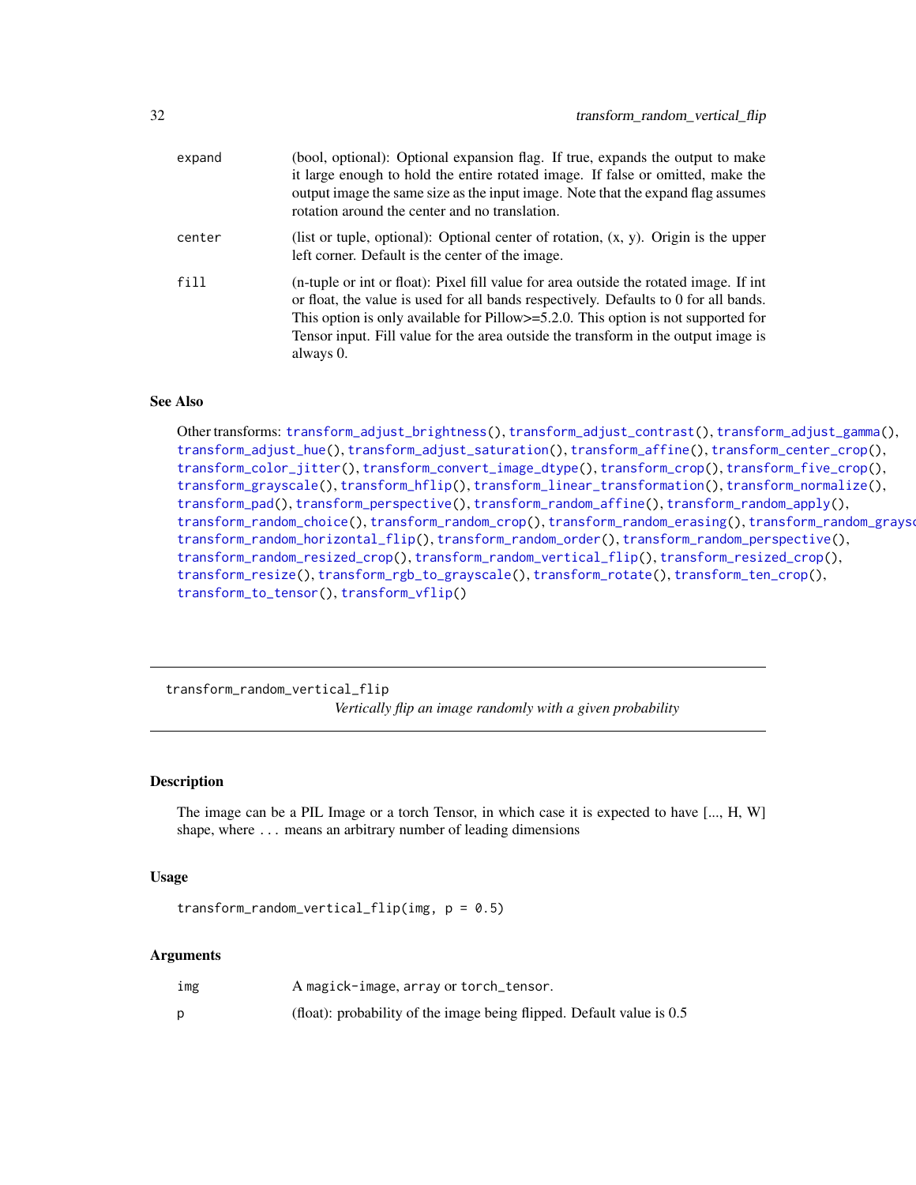| | |
|---|---|
| expand | (bool, optional): Optional expansion flag. If true, expands the output to make it large enough to hold the entire rotated image. If false or omitted, make the output image the same size as the input image. Note that the expand flag assumes rotation around the center and no translation. |
| center | (list or tuple, optional): Optional center of rotation, (x, y). Origin is the upper left corner. Default is the center of the image. |
| fill | (n-tuple or int or float): Pixel fill value for area outside the rotated image. If int or float, the value is used for all bands respectively. Defaults to 0 for all bands. This option is only available for Pillow>=5.2.0. This option is not supported for Tensor input. Fill value for the area outside the transform in the output image is always 0. |

### See Also

Other transforms: `transform_adjust_brightness()`, `transform_adjust_contrast()`, `transform_adjust_gamma()`, `transform_adjust_hue()`, `transform_adjust_saturation()`, `transform_affine()`, `transform_center_crop()`, `transform_color_jitter()`, `transform_convert_image_dtype()`, `transform_crop()`, `transform_five_crop()`, `transform_grayscale()`, `transform_hflip()`, `transform_linear_transformation()`, `transform_normalize()`, `transform_pad()`, `transform_perspective()`, `transform_random_affine()`, `transform_random_apply()`, `transform_random_choice()`, `transform_random_crop()`, `transform_random_erasing()`, `transform_random_grayscale()`, `transform_random_horizontal_flip()`, `transform_random_order()`, `transform_random_perspective()`, `transform_random_resized_crop()`, `transform_random_vertical_flip()`, `transform_resized_crop()`, `transform_resize()`, `transform_rgb_to_grayscale()`, `transform_rotate()`, `transform_ten_crop()`, `transform_to_tensor()`, `transform_vflip()`

---

## transform_random_vertical_flip

*Vertically flip an image randomly with a given probability*

### Description

The image can be a PIL Image or a torch Tensor, in which case it is expected to have [..., H, W] shape, where ... means an arbitrary number of leading dimensions

### Usage

```
transform_random_vertical_flip(img, p = 0.5)
```

### Arguments

| | |
|---|---|
| img | A `magick-image`, `array` or `torch_tensor`. |
| p | (float): probability of the image being flipped. Default value is 0.5 |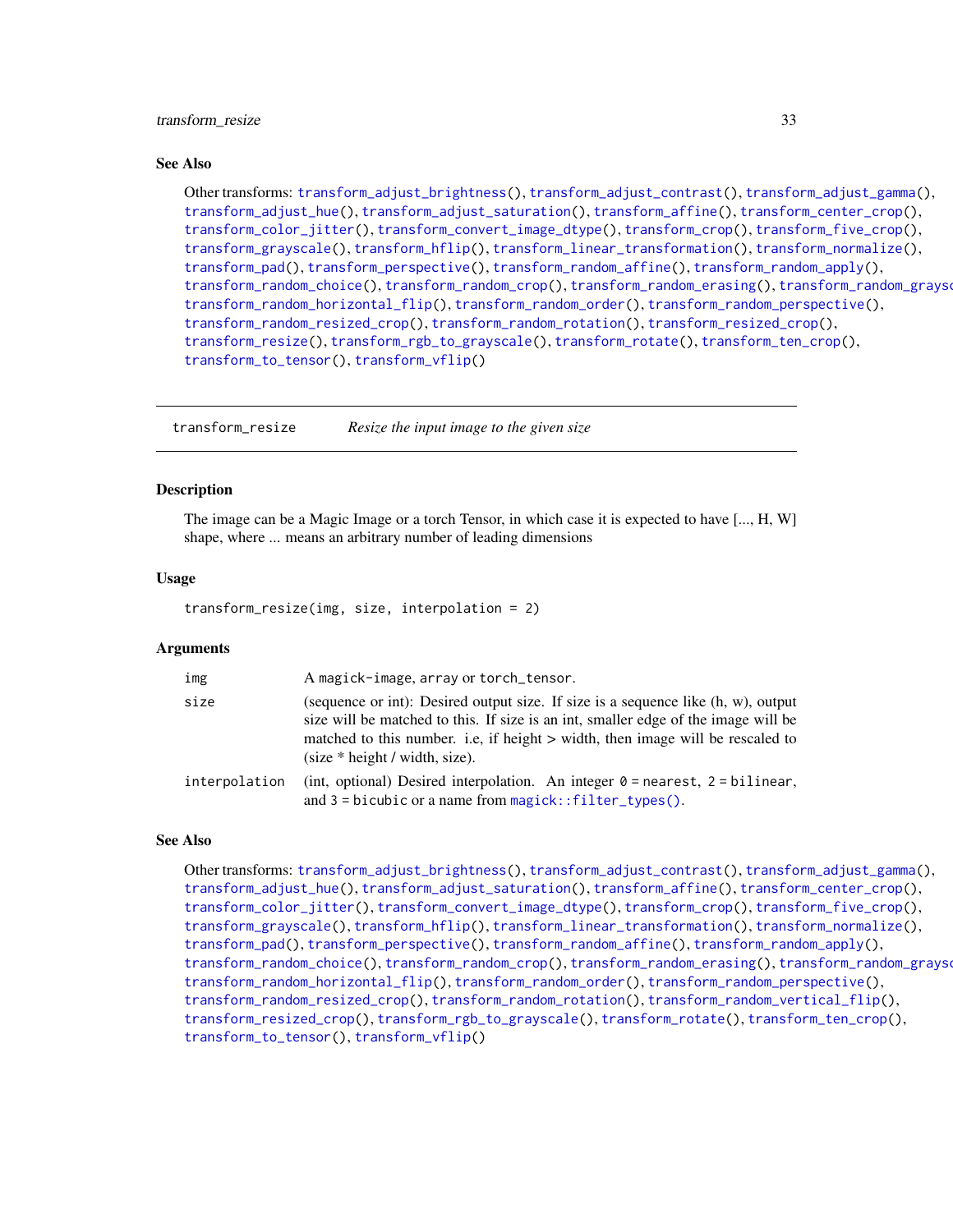### See Also

Other transforms: transform_adjust_brightness(), transform_adjust_contrast(), transform_adjust_gamma(), transform_adjust_hue(), transform_adjust_saturation(), transform_affine(), transform_center_crop(), transform_color_jitter(), transform_convert_image_dtype(), transform_crop(), transform_five_crop(), transform_grayscale(), transform_hflip(), transform_linear_transformation(), transform_normalize(), transform_pad(), transform_perspective(), transform_random_affine(), transform_random_apply(), transform_random_choice(), transform_random_crop(), transform_random_erasing(), transform_random_grayscale(), transform_random_horizontal_flip(), transform_random_order(), transform_random_perspective(), transform_random_resized_crop(), transform_random_rotation(), transform_resized_crop(), transform_resize(), transform_rgb_to_grayscale(), transform_rotate(), transform_ten_crop(), transform_to_tensor(), transform_vflip()

---

## transform_resize &nbsp;&nbsp;&nbsp; *Resize the input image to the given size*

### Description

The image can be a Magic Image or a torch Tensor, in which case it is expected to have [..., H, W] shape, where ... means an arbitrary number of leading dimensions

### Usage

```
transform_resize(img, size, interpolation = 2)
```

### Arguments

| | |
|---|---|
| img | A magick-image, array or torch_tensor. |
| size | (sequence or int): Desired output size. If size is a sequence like (h, w), output size will be matched to this. If size is an int, smaller edge of the image will be matched to this number. i.e, if height > width, then image will be rescaled to (size * height / width, size). |
| interpolation | (int, optional) Desired interpolation. An integer 0 = nearest, 2 = bilinear, and 3 = bicubic or a name from magick::filter_types(). |

### See Also

Other transforms: transform_adjust_brightness(), transform_adjust_contrast(), transform_adjust_gamma(), transform_adjust_hue(), transform_adjust_saturation(), transform_affine(), transform_center_crop(), transform_color_jitter(), transform_convert_image_dtype(), transform_crop(), transform_five_crop(), transform_grayscale(), transform_hflip(), transform_linear_transformation(), transform_normalize(), transform_pad(), transform_perspective(), transform_random_affine(), transform_random_apply(), transform_random_choice(), transform_random_crop(), transform_random_erasing(), transform_random_grayscale(), transform_random_horizontal_flip(), transform_random_order(), transform_random_perspective(), transform_random_resized_crop(), transform_random_rotation(), transform_random_vertical_flip(), transform_resized_crop(), transform_rgb_to_grayscale(), transform_rotate(), transform_ten_crop(), transform_to_tensor(), transform_vflip()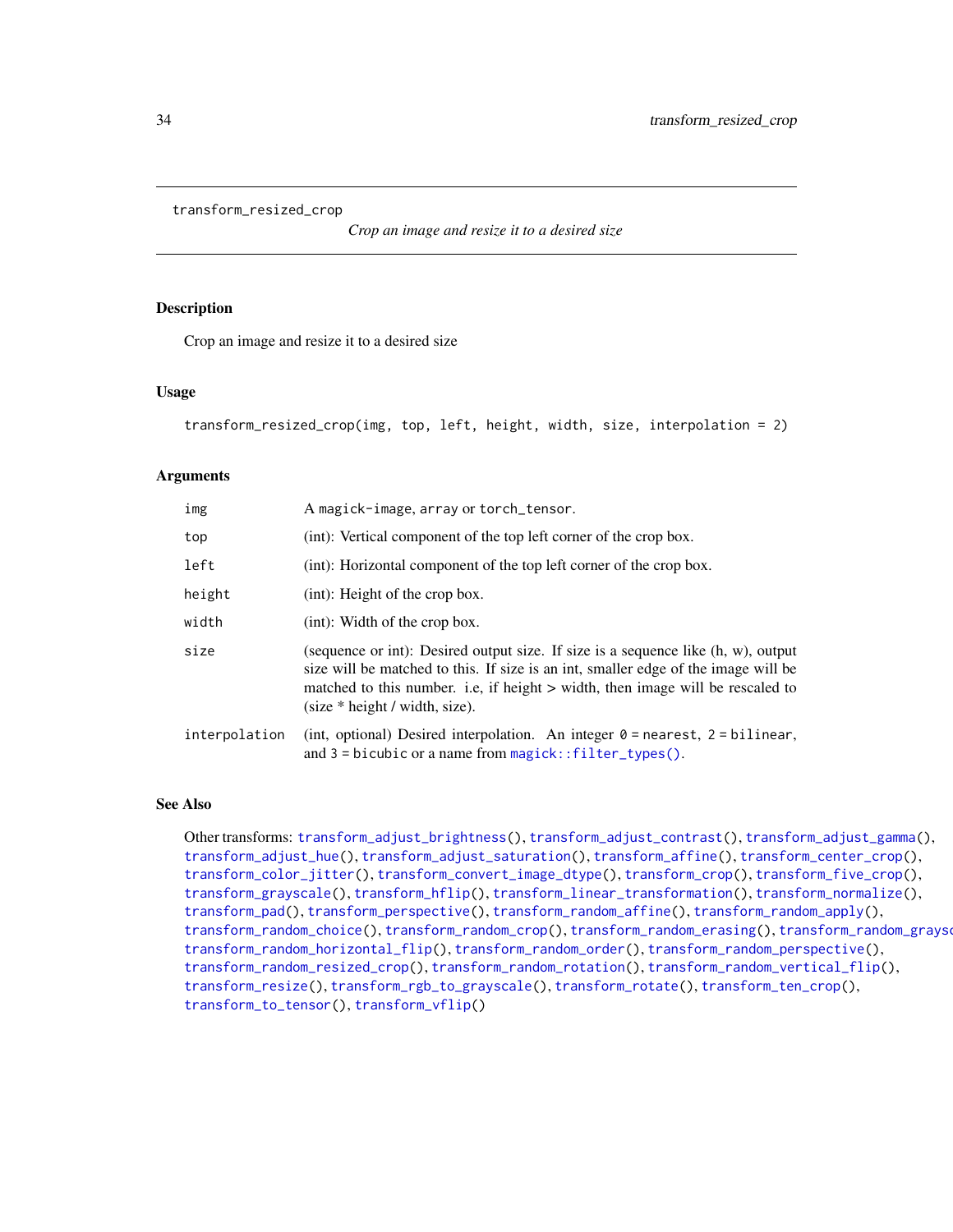`transform_resized_crop` *Crop an image and resize it to a desired size*

## Description

Crop an image and resize it to a desired size

## Usage

```
transform_resized_crop(img, top, left, height, width, size, interpolation = 2)
```

## Arguments

| | |
|---|---|
| `img` | A `magick-image`, `array` or `torch_tensor`. |
| `top` | (int): Vertical component of the top left corner of the crop box. |
| `left` | (int): Horizontal component of the top left corner of the crop box. |
| `height` | (int): Height of the crop box. |
| `width` | (int): Width of the crop box. |
| `size` | (sequence or int): Desired output size. If size is a sequence like (h, w), output size will be matched to this. If size is an int, smaller edge of the image will be matched to this number. i.e, if height > width, then image will be rescaled to (size * height / width, size). |
| `interpolation` | (int, optional) Desired interpolation. An integer `0` = nearest, `2` = bilinear, and `3` = bicubic or a name from `magick::filter_types()`. |

## See Also

Other transforms: `transform_adjust_brightness()`, `transform_adjust_contrast()`, `transform_adjust_gamma()`, `transform_adjust_hue()`, `transform_adjust_saturation()`, `transform_affine()`, `transform_center_crop()`, `transform_color_jitter()`, `transform_convert_image_dtype()`, `transform_crop()`, `transform_five_crop()`, `transform_grayscale()`, `transform_hflip()`, `transform_linear_transformation()`, `transform_normalize()`, `transform_pad()`, `transform_perspective()`, `transform_random_affine()`, `transform_random_apply()`, `transform_random_choice()`, `transform_random_crop()`, `transform_random_erasing()`, `transform_random_grayscale()`, `transform_random_horizontal_flip()`, `transform_random_order()`, `transform_random_perspective()`, `transform_random_resized_crop()`, `transform_random_rotation()`, `transform_random_vertical_flip()`, `transform_resize()`, `transform_rgb_to_grayscale()`, `transform_rotate()`, `transform_ten_crop()`, `transform_to_tensor()`, `transform_vflip()`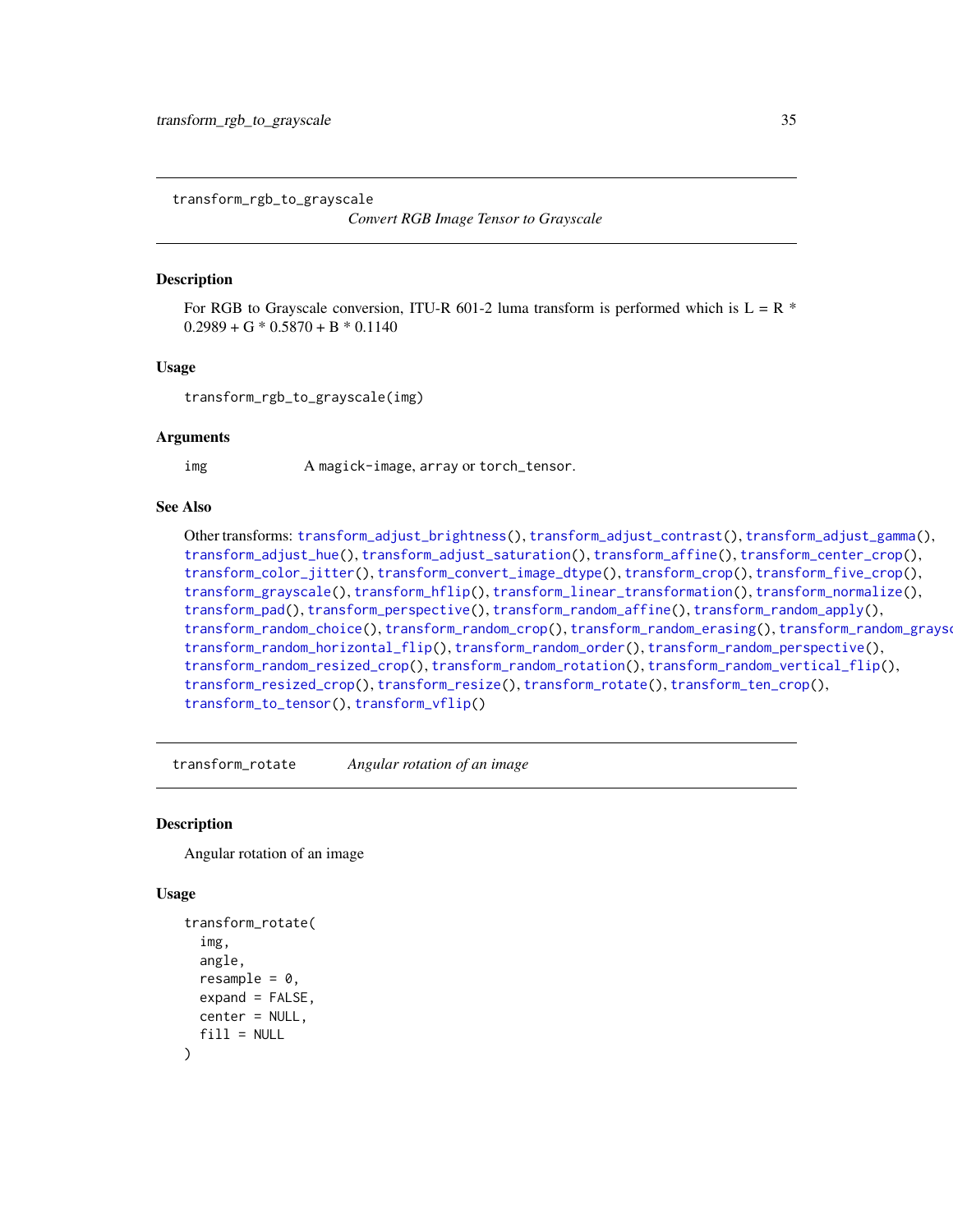## transform_rgb_to_grayscale

*Convert RGB Image Tensor to Grayscale*

### Description

For RGB to Grayscale conversion, ITU-R 601-2 luma transform is performed which is L = R * 0.2989 + G * 0.5870 + B * 0.1140

### Usage

```
transform_rgb_to_grayscale(img)
```

### Arguments

| | |
|---|---|
| img | A magick-image, array or torch_tensor. |

### See Also

Other transforms: transform_adjust_brightness(), transform_adjust_contrast(), transform_adjust_gamma(), transform_adjust_hue(), transform_adjust_saturation(), transform_affine(), transform_center_crop(), transform_color_jitter(), transform_convert_image_dtype(), transform_crop(), transform_five_crop(), transform_grayscale(), transform_hflip(), transform_linear_transformation(), transform_normalize(), transform_pad(), transform_perspective(), transform_random_affine(), transform_random_apply(), transform_random_choice(), transform_random_crop(), transform_random_erasing(), transform_random_grayscale(), transform_random_horizontal_flip(), transform_random_order(), transform_random_perspective(), transform_random_resized_crop(), transform_random_rotation(), transform_random_vertical_flip(), transform_resized_crop(), transform_resize(), transform_rotate(), transform_ten_crop(), transform_to_tensor(), transform_vflip()

## transform_rotate

*Angular rotation of an image*

### Description

Angular rotation of an image

### Usage

```
transform_rotate(
  img,
  angle,
  resample = 0,
  expand = FALSE,
  center = NULL,
  fill = NULL
)
```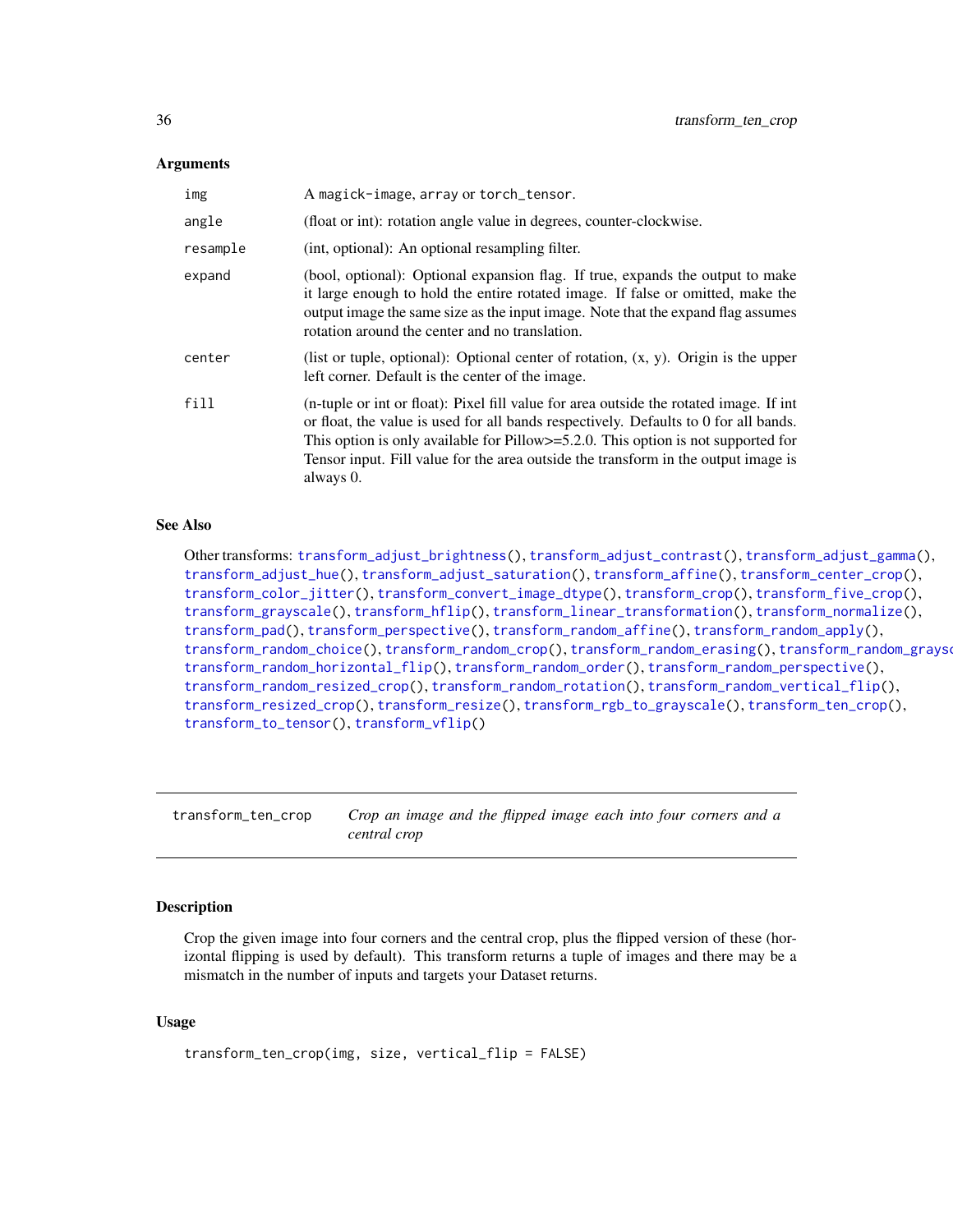### Arguments

| | |
|---|---|
| `img` | A `magick-image`, `array` or `torch_tensor`. |
| `angle` | (float or int): rotation angle value in degrees, counter-clockwise. |
| `resample` | (int, optional): An optional resampling filter. |
| `expand` | (bool, optional): Optional expansion flag. If true, expands the output to make it large enough to hold the entire rotated image. If false or omitted, make the output image the same size as the input image. Note that the expand flag assumes rotation around the center and no translation. |
| `center` | (list or tuple, optional): Optional center of rotation, (x, y). Origin is the upper left corner. Default is the center of the image. |
| `fill` | (n-tuple or int or float): Pixel fill value for area outside the rotated image. If int or float, the value is used for all bands respectively. Defaults to 0 for all bands. This option is only available for Pillow>=5.2.0. This option is not supported for Tensor input. Fill value for the area outside the transform in the output image is always 0. |

### See Also

Other transforms: `transform_adjust_brightness()`, `transform_adjust_contrast()`, `transform_adjust_gamma()`, `transform_adjust_hue()`, `transform_adjust_saturation()`, `transform_affine()`, `transform_center_crop()`, `transform_color_jitter()`, `transform_convert_image_dtype()`, `transform_crop()`, `transform_five_crop()`, `transform_grayscale()`, `transform_hflip()`, `transform_linear_transformation()`, `transform_normalize()`, `transform_pad()`, `transform_perspective()`, `transform_random_affine()`, `transform_random_apply()`, `transform_random_choice()`, `transform_random_crop()`, `transform_random_erasing()`, `transform_random_grayscale()`, `transform_random_horizontal_flip()`, `transform_random_order()`, `transform_random_perspective()`, `transform_random_resized_crop()`, `transform_random_rotation()`, `transform_random_vertical_flip()`, `transform_resized_crop()`, `transform_resize()`, `transform_rgb_to_grayscale()`, `transform_ten_crop()`, `transform_to_tensor()`, `transform_vflip()`

---

## `transform_ten_crop` *Crop an image and the flipped image each into four corners and a central crop*

---

### Description

Crop the given image into four corners and the central crop, plus the flipped version of these (horizontal flipping is used by default). This transform returns a tuple of images and there may be a mismatch in the number of inputs and targets your Dataset returns.

### Usage

```
transform_ten_crop(img, size, vertical_flip = FALSE)
```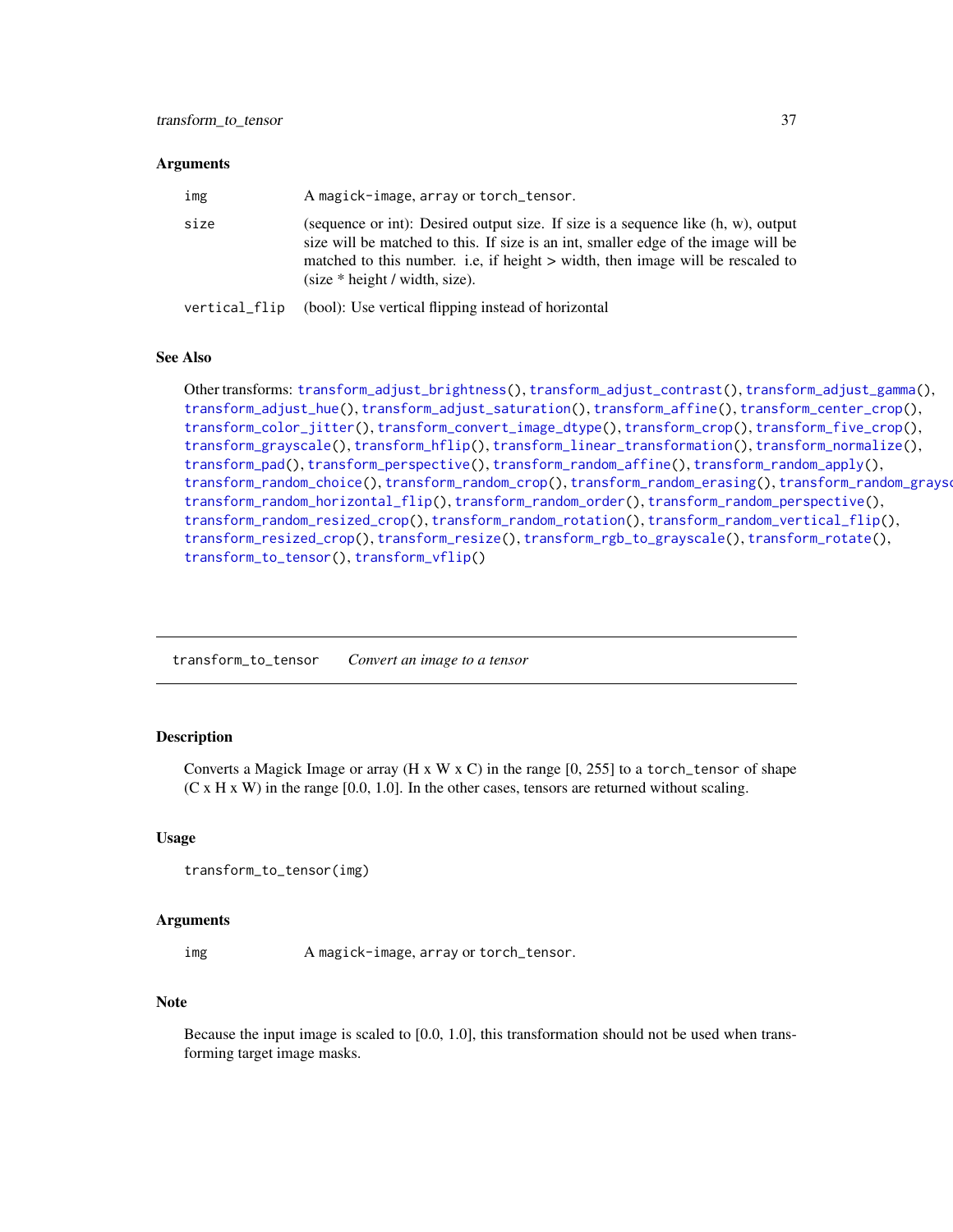### Arguments

| | |
|---|---|
| img | A magick-image, array or torch_tensor. |
| size | (sequence or int): Desired output size. If size is a sequence like (h, w), output size will be matched to this. If size is an int, smaller edge of the image will be matched to this number. i.e, if height > width, then image will be rescaled to (size * height / width, size). |
| vertical_flip | (bool): Use vertical flipping instead of horizontal |

### See Also

Other transforms: transform_adjust_brightness(), transform_adjust_contrast(), transform_adjust_gamma(), transform_adjust_hue(), transform_adjust_saturation(), transform_affine(), transform_center_crop(), transform_color_jitter(), transform_convert_image_dtype(), transform_crop(), transform_five_crop(), transform_grayscale(), transform_hflip(), transform_linear_transformation(), transform_normalize(), transform_pad(), transform_perspective(), transform_random_affine(), transform_random_apply(), transform_random_choice(), transform_random_crop(), transform_random_erasing(), transform_random_grayscale(), transform_random_horizontal_flip(), transform_random_order(), transform_random_perspective(), transform_random_resized_crop(), transform_random_rotation(), transform_random_vertical_flip(), transform_resized_crop(), transform_resize(), transform_rgb_to_grayscale(), transform_rotate(), transform_to_tensor(), transform_vflip()

---

## transform_to_tensor    *Convert an image to a tensor*

### Description

Converts a Magick Image or array (H x W x C) in the range [0, 255] to a torch_tensor of shape (C x H x W) in the range [0.0, 1.0]. In the other cases, tensors are returned without scaling.

### Usage

```
transform_to_tensor(img)
```

### Arguments

| | |
|---|---|
| img | A magick-image, array or torch_tensor. |

### Note

Because the input image is scaled to [0.0, 1.0], this transformation should not be used when transforming target image masks.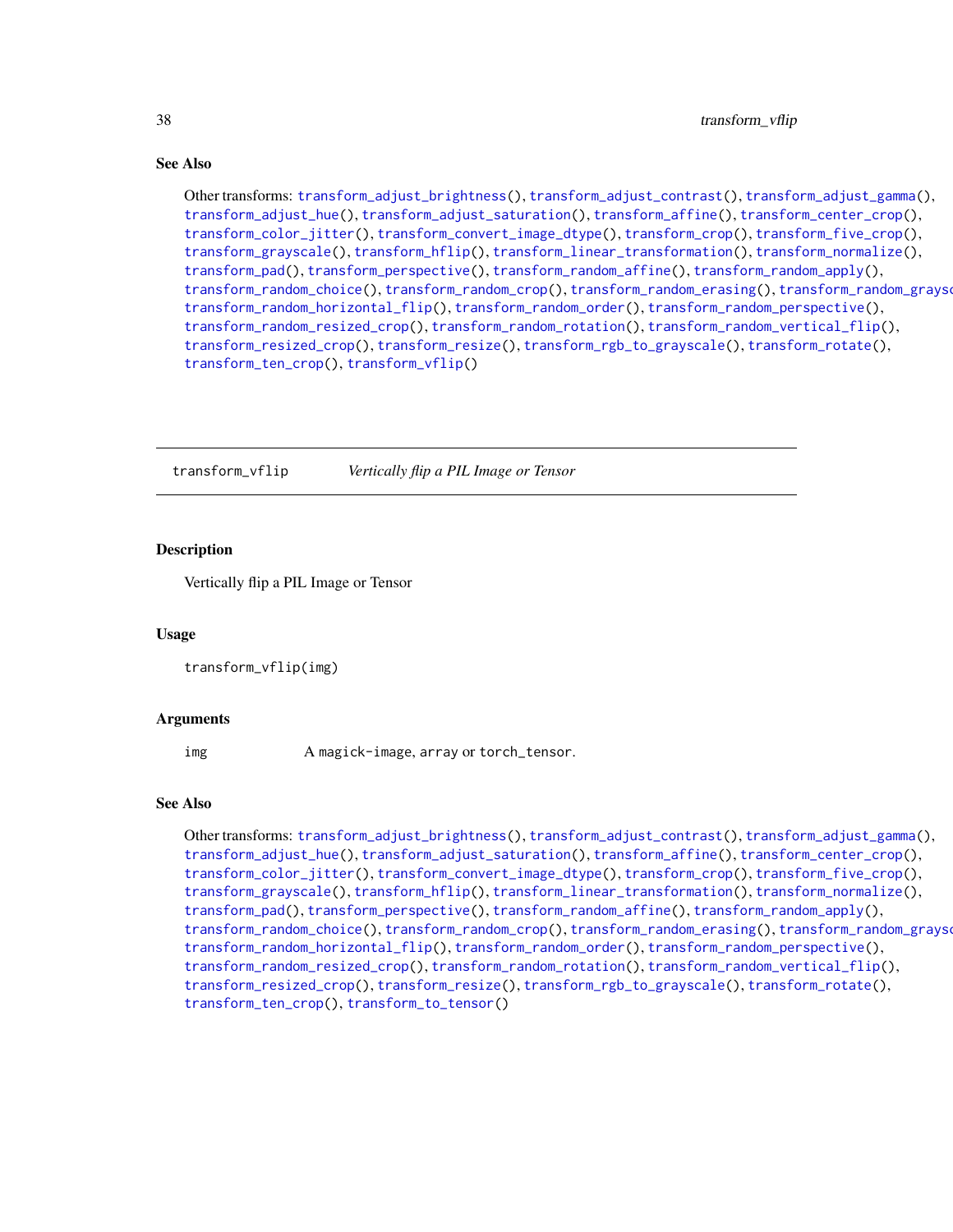### See Also

Other transforms: transform_adjust_brightness(), transform_adjust_contrast(), transform_adjust_gamma(), transform_adjust_hue(), transform_adjust_saturation(), transform_affine(), transform_center_crop(), transform_color_jitter(), transform_convert_image_dtype(), transform_crop(), transform_five_crop(), transform_grayscale(), transform_hflip(), transform_linear_transformation(), transform_normalize(), transform_pad(), transform_perspective(), transform_random_affine(), transform_random_apply(), transform_random_choice(), transform_random_crop(), transform_random_erasing(), transform_random_grayscale(), transform_random_horizontal_flip(), transform_random_order(), transform_random_perspective(), transform_random_resized_crop(), transform_random_rotation(), transform_random_vertical_flip(), transform_resized_crop(), transform_resize(), transform_rgb_to_grayscale(), transform_rotate(), transform_ten_crop(), transform_vflip()

---

## transform_vflip    *Vertically flip a PIL Image or Tensor*

### Description

Vertically flip a PIL Image or Tensor

### Usage

```
transform_vflip(img)
```

### Arguments

| | |
|---|---|
| img | A magick-image, array or torch_tensor. |

### See Also

Other transforms: transform_adjust_brightness(), transform_adjust_contrast(), transform_adjust_gamma(), transform_adjust_hue(), transform_adjust_saturation(), transform_affine(), transform_center_crop(), transform_color_jitter(), transform_convert_image_dtype(), transform_crop(), transform_five_crop(), transform_grayscale(), transform_hflip(), transform_linear_transformation(), transform_normalize(), transform_pad(), transform_perspective(), transform_random_affine(), transform_random_apply(), transform_random_choice(), transform_random_crop(), transform_random_erasing(), transform_random_grayscale(), transform_random_horizontal_flip(), transform_random_order(), transform_random_perspective(), transform_random_resized_crop(), transform_random_rotation(), transform_random_vertical_flip(), transform_resized_crop(), transform_resize(), transform_rgb_to_grayscale(), transform_rotate(), transform_ten_crop(), transform_to_tensor()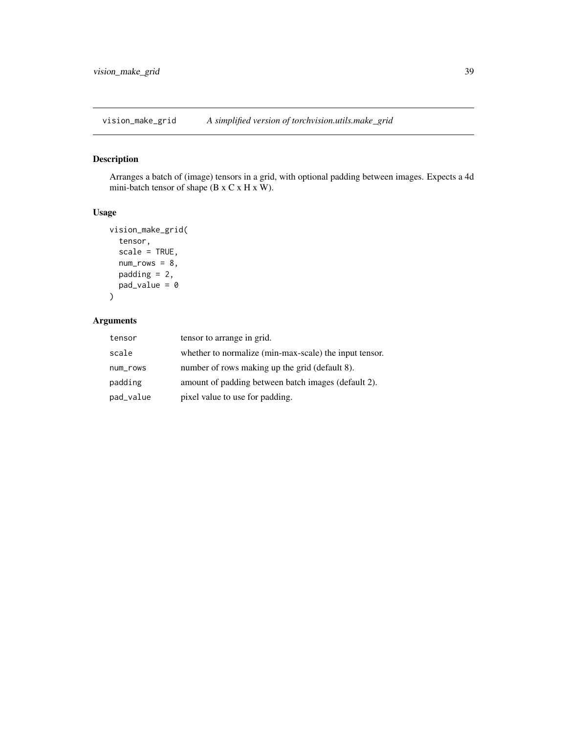## vision_make_grid — *A simplified version of torchvision.utils.make_grid*

### Description

Arranges a batch of (image) tensors in a grid, with optional padding between images. Expects a 4d mini-batch tensor of shape (B x C x H x W).

### Usage

```
vision_make_grid(
  tensor,
  scale = TRUE,
  num_rows = 8,
  padding = 2,
  pad_value = 0
)
```

### Arguments

| | |
|---|---|
| `tensor` | tensor to arrange in grid. |
| `scale` | whether to normalize (min-max-scale) the input tensor. |
| `num_rows` | number of rows making up the grid (default 8). |
| `padding` | amount of padding between batch images (default 2). |
| `pad_value` | pixel value to use for padding. |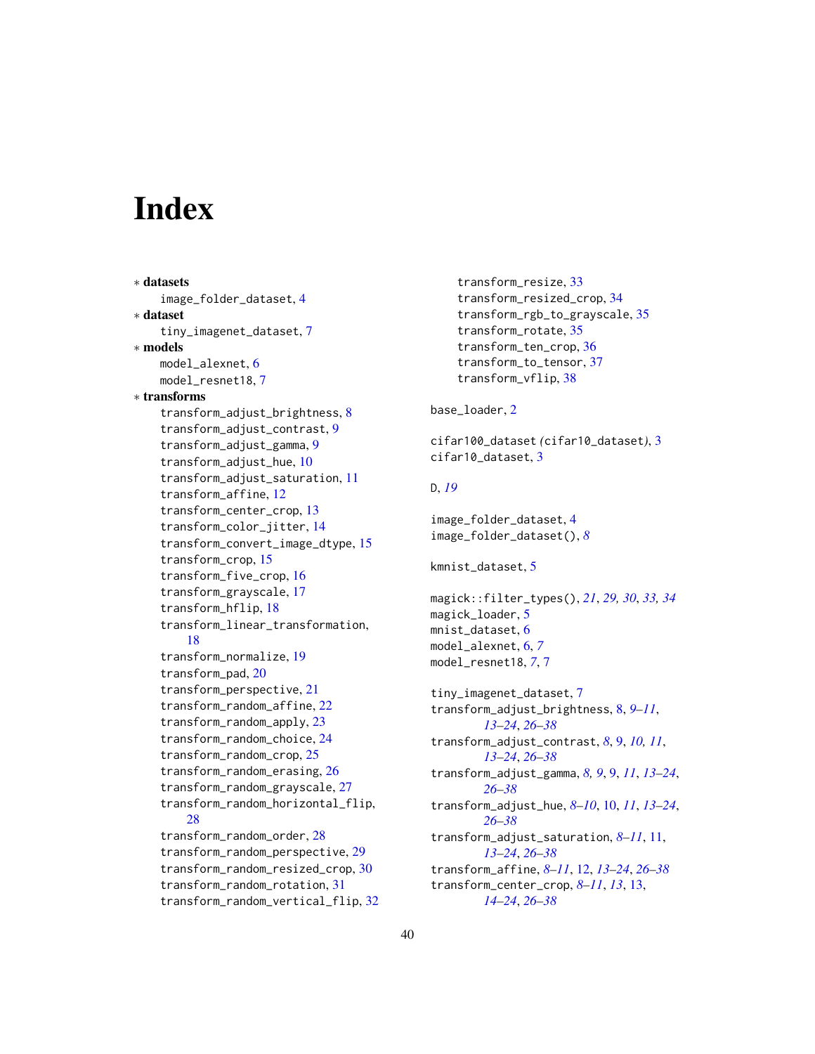# Index

* **datasets**
    image_folder_dataset, 4
* **dataset**
    tiny_imagenet_dataset, 7
* **models**
    model_alexnet, 6
    model_resnet18, 7
* **transforms**
    transform_adjust_brightness, 8
    transform_adjust_contrast, 9
    transform_adjust_gamma, 9
    transform_adjust_hue, 10
    transform_adjust_saturation, 11
    transform_affine, 12
    transform_center_crop, 13
    transform_color_jitter, 14
    transform_convert_image_dtype, 15
    transform_crop, 15
    transform_five_crop, 16
    transform_grayscale, 17
    transform_hflip, 18
    transform_linear_transformation, 18
    transform_normalize, 19
    transform_pad, 20
    transform_perspective, 21
    transform_random_affine, 22
    transform_random_apply, 23
    transform_random_choice, 24
    transform_random_crop, 25
    transform_random_erasing, 26
    transform_random_grayscale, 27
    transform_random_horizontal_flip, 28
    transform_random_order, 28
    transform_random_perspective, 29
    transform_random_resized_crop, 30
    transform_random_rotation, 31
    transform_random_vertical_flip, 32
    transform_resize, 33
    transform_resized_crop, 34
    transform_rgb_to_grayscale, 35
    transform_rotate, 35
    transform_ten_crop, 36
    transform_to_tensor, 37
    transform_vflip, 38

base_loader, 2

cifar100_dataset *(cifar10_dataset)*, 3
cifar10_dataset, 3

D, *19*

image_folder_dataset, 4
image_folder_dataset(), *8*

kmnist_dataset, 5

magick::filter_types(), *21*, *29, 30*, *33, 34*
magick_loader, 5
mnist_dataset, 6
model_alexnet, 6, *7*
model_resnet18, *7*, 7

tiny_imagenet_dataset, 7
transform_adjust_brightness, 8, *9–11*, *13–24*, *26–38*
transform_adjust_contrast, *8*, 9, *10, 11*, *13–24*, *26–38*
transform_adjust_gamma, *8, 9*, 9, *11*, *13–24*, *26–38*
transform_adjust_hue, *8–10*, 10, *11*, *13–24*, *26–38*
transform_adjust_saturation, *8–11*, 11, *13–24*, *26–38*
transform_affine, *8–11*, 12, *13–24*, *26–38*
transform_center_crop, *8–11*, *13*, 13, *14–24*, *26–38*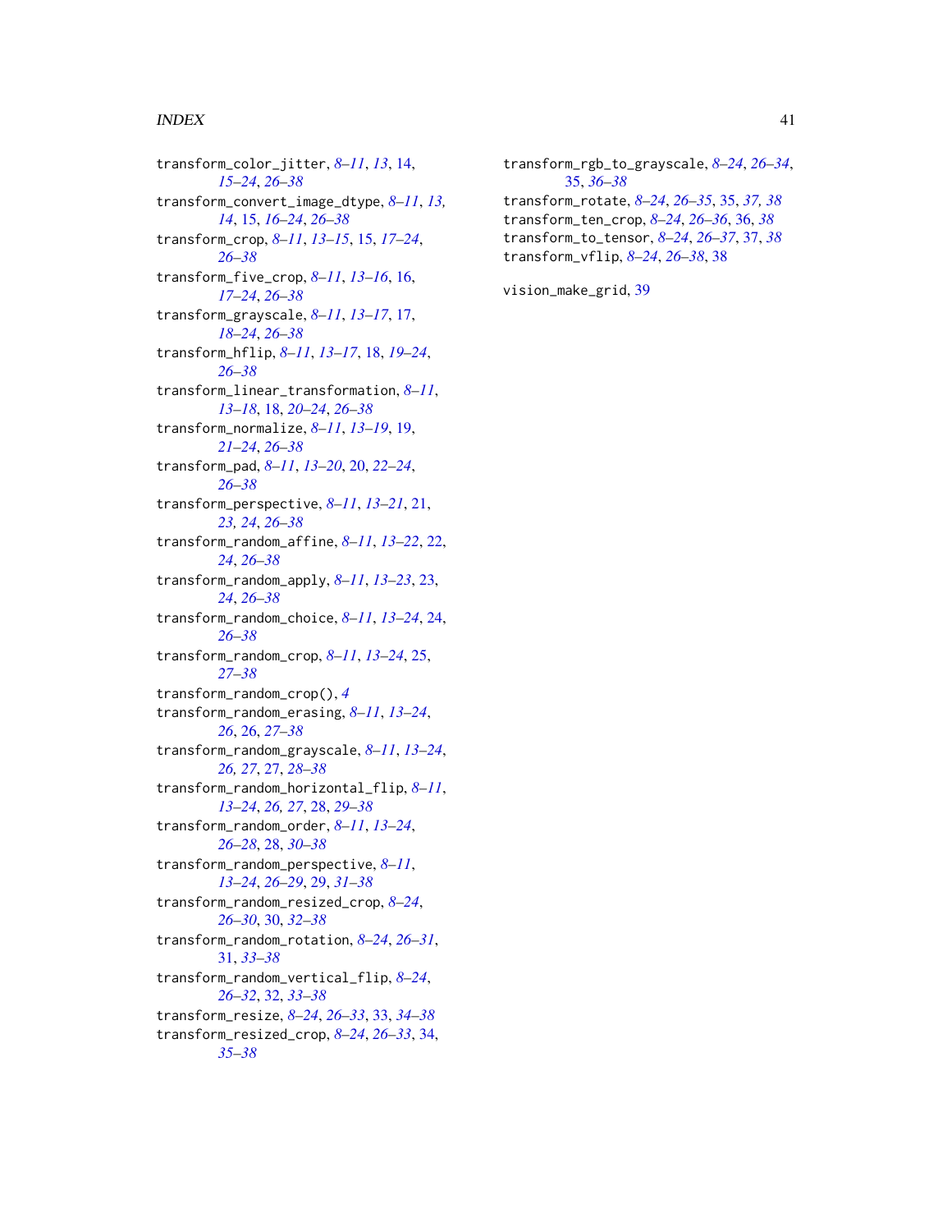transform_color_jitter, *8–11*, *13*, 14, *15–24*, *26–38*

transform_convert_image_dtype, *8–11*, *13, 14*, 15, *16–24*, *26–38*

transform_crop, *8–11*, *13–15*, 15, *17–24*, *26–38*

transform_five_crop, *8–11*, *13–16*, 16, *17–24*, *26–38*

transform_grayscale, *8–11*, *13–17*, 17, *18–24*, *26–38*

transform_hflip, *8–11*, *13–17*, 18, *19–24*, *26–38*

transform_linear_transformation, *8–11*, *13–18*, 18, *20–24*, *26–38*

transform_normalize, *8–11*, *13–19*, 19, *21–24*, *26–38*

transform_pad, *8–11*, *13–20*, 20, *22–24*, *26–38*

transform_perspective, *8–11*, *13–21*, 21, *23, 24*, *26–38*

transform_random_affine, *8–11*, *13–22*, 22, *24*, *26–38*

transform_random_apply, *8–11*, *13–23*, 23, *24*, *26–38*

transform_random_choice, *8–11*, *13–24*, 24, *26–38*

transform_random_crop, *8–11*, *13–24*, 25, *27–38*

transform_random_crop(), *4*

transform_random_erasing, *8–11*, *13–24*, *26*, 26, *27–38*

transform_random_grayscale, *8–11*, *13–24*, *26, 27*, 27, *28–38*

transform_random_horizontal_flip, *8–11*, *13–24*, *26, 27*, 28, *29–38*

transform_random_order, *8–11*, *13–24*, *26–28*, 28, *30–38*

transform_random_perspective, *8–11*, *13–24*, *26–29*, 29, *31–38*

transform_random_resized_crop, *8–24*, *26–30*, 30, *32–38*

transform_random_rotation, *8–24*, *26–31*, 31, *33–38*

transform_random_vertical_flip, *8–24*, *26–32*, 32, *33–38*

transform_resize, *8–24*, *26–33*, 33, *34–38*

transform_resized_crop, *8–24*, *26–33*, 34, *35–38*

transform_rgb_to_grayscale, *8–24*, *26–34*, 35, *36–38*

transform_rotate, *8–24*, *26–35*, 35, *37, 38*

transform_ten_crop, *8–24*, *26–36*, 36, *38*

transform_to_tensor, *8–24*, *26–37*, 37, *38*

transform_vflip, *8–24*, *26–38*, 38

vision_make_grid, 39